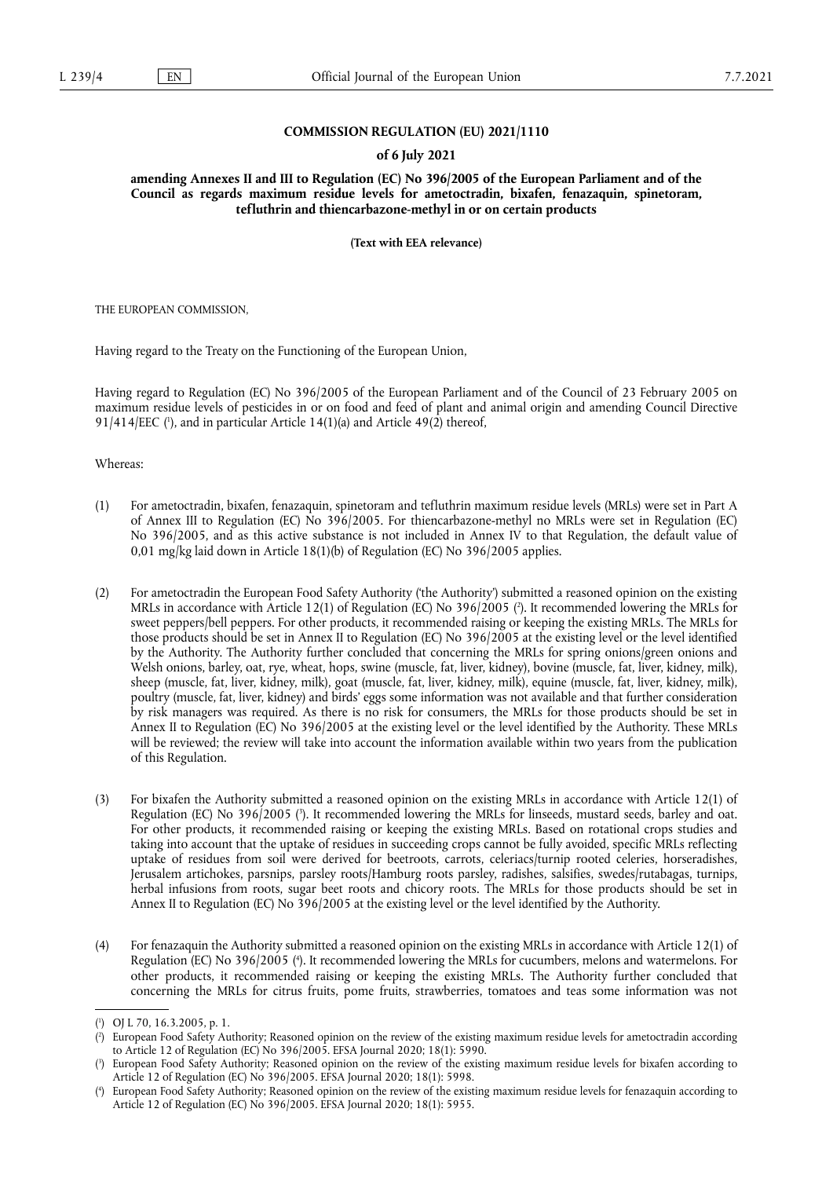**COMMISSION REGULATION (EU) 2021/1110**

**of 6 July 2021**

**amending Annexes II and III to Regulation (EC) No 396/2005 of the European Parliament and of the Council as regards maximum residue levels for ametoctradin, bixafen, fenazaquin, spinetoram, tefluthrin and thiencarbazone-methyl in or on certain products**

**(Text with EEA relevance)**

THE EUROPEAN COMMISSION,

Having regard to the Treaty on the Functioning of the European Union,

Having regard to Regulation (EC) No 396/2005 of the European Parliament and of the Council of 23 February 2005 on maximum residue levels of pesticides in or on food and feed of plant and animal origin and amending Council Directive 91/414/EEC ([1]), and in particular Article 14(1)(a) and Article 49(2) thereof,

Whereas:

(1) For ametoctradin, bixafen, fenazaquin, spinetoram and tefluthrin maximum residue levels (MRLs) were set in Part A of Annex III to Regulation (EC) No 396/2005. For thiencarbazone-methyl no MRLs were set in Regulation (EC) No 396/2005, and as this active substance is not included in Annex IV to that Regulation, the default value of 0,01 mg/kg laid down in Article 18(1)(b) of Regulation (EC) No 396/2005 applies.

(2) For ametoctradin the European Food Safety Authority ('the Authority') submitted a reasoned opinion on the existing MRLs in accordance with Article 12(1) of Regulation (EC) No 396/2005 ([2]). It recommended lowering the MRLs for sweet peppers/bell peppers. For other products, it recommended raising or keeping the existing MRLs. The MRLs for those products should be set in Annex II to Regulation (EC) No 396/2005 at the existing level or the level identified by the Authority. The Authority further concluded that concerning the MRLs for spring onions/green onions and Welsh onions, barley, oat, rye, wheat, hops, swine (muscle, fat, liver, kidney), bovine (muscle, fat, liver, kidney, milk), sheep (muscle, fat, liver, kidney, milk), goat (muscle, fat, liver, kidney, milk), equine (muscle, fat, liver, kidney, milk), poultry (muscle, fat, liver, kidney) and birds' eggs some information was not available and that further consideration by risk managers was required. As there is no risk for consumers, the MRLs for those products should be set in Annex II to Regulation (EC) No 396/2005 at the existing level or the level identified by the Authority. These MRLs will be reviewed; the review will take into account the information available within two years from the publication of this Regulation.

(3) For bixafen the Authority submitted a reasoned opinion on the existing MRLs in accordance with Article 12(1) of Regulation (EC) No 396/2005 ([3]). It recommended lowering the MRLs for linseeds, mustard seeds, barley and oat. For other products, it recommended raising or keeping the existing MRLs. Based on rotational crops studies and taking into account that the uptake of residues in succeeding crops cannot be fully avoided, specific MRLs reflecting uptake of residues from soil were derived for beetroots, carrots, celeriacs/turnip rooted celeries, horseradishes, Jerusalem artichokes, parsnips, parsley roots/Hamburg roots parsley, radishes, salsifies, swedes/rutabagas, turnips, herbal infusions from roots, sugar beet roots and chicory roots. The MRLs for those products should be set in Annex II to Regulation (EC) No 396/2005 at the existing level or the level identified by the Authority.

(4) For fenazaquin the Authority submitted a reasoned opinion on the existing MRLs in accordance with Article 12(1) of Regulation (EC) No 396/2005 ([4]). It recommended lowering the MRLs for cucumbers, melons and watermelons. For other products, it recommended raising or keeping the existing MRLs. The Authority further concluded that concerning the MRLs for citrus fruits, pome fruits, strawberries, tomatoes and teas some information was not

---

([1]) OJ L 70, 16.3.2005, p. 1.

([2]) European Food Safety Authority; Reasoned opinion on the review of the existing maximum residue levels for ametoctradin according to Article 12 of Regulation (EC) No 396/2005. EFSA Journal 2020; 18(1): 5990.

([3]) European Food Safety Authority; Reasoned opinion on the review of the existing maximum residue levels for bixafen according to Article 12 of Regulation (EC) No 396/2005. EFSA Journal 2020; 18(1): 5998.

([4]) European Food Safety Authority; Reasoned opinion on the review of the existing maximum residue levels for fenazaquin according to Article 12 of Regulation (EC) No 396/2005. EFSA Journal 2020; 18(1): 5955.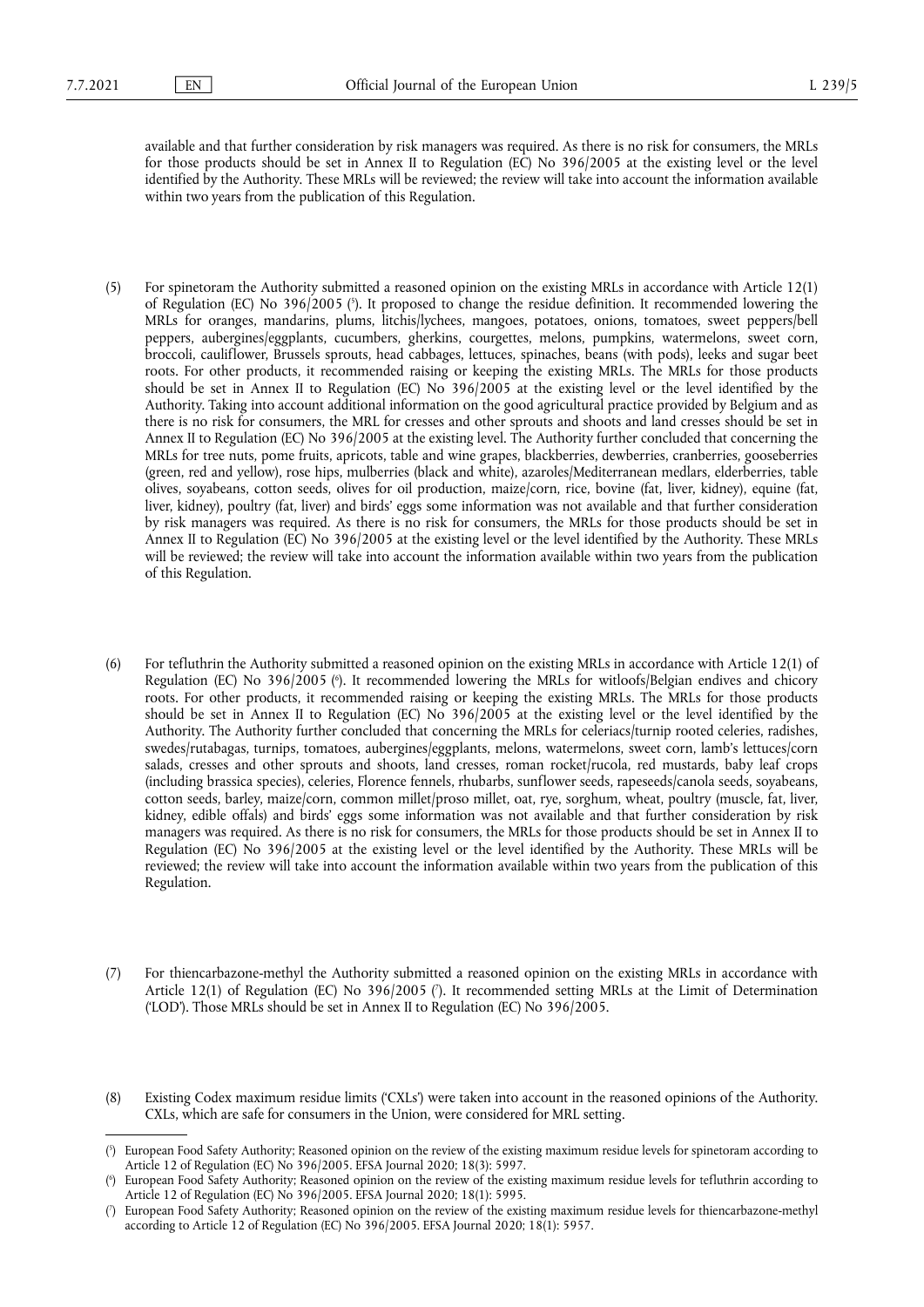available and that further consideration by risk managers was required. As there is no risk for consumers, the MRLs for those products should be set in Annex II to Regulation (EC) No 396/2005 at the existing level or the level identified by the Authority. These MRLs will be reviewed; the review will take into account the information available within two years from the publication of this Regulation.

(5) For spinetoram the Authority submitted a reasoned opinion on the existing MRLs in accordance with Article 12(1) of Regulation (EC) No 396/2005 [5]. It proposed to change the residue definition. It recommended lowering the MRLs for oranges, mandarins, plums, litchis/lychees, mangoes, potatoes, onions, tomatoes, sweet peppers/bell peppers, aubergines/eggplants, cucumbers, gherkins, courgettes, melons, pumpkins, watermelons, sweet corn, broccoli, cauliflower, Brussels sprouts, head cabbages, lettuces, spinaches, beans (with pods), leeks and sugar beet roots. For other products, it recommended raising or keeping the existing MRLs. The MRLs for those products should be set in Annex II to Regulation (EC) No 396/2005 at the existing level or the level identified by the Authority. Taking into account additional information on the good agricultural practice provided by Belgium and as there is no risk for consumers, the MRL for cresses and other sprouts and shoots and land cresses should be set in Annex II to Regulation (EC) No 396/2005 at the existing level. The Authority further concluded that concerning the MRLs for tree nuts, pome fruits, apricots, table and wine grapes, blackberries, dewberries, cranberries, gooseberries (green, red and yellow), rose hips, mulberries (black and white), azaroles/Mediterranean medlars, elderberries, table olives, soyabeans, cotton seeds, olives for oil production, maize/corn, rice, bovine (fat, liver, kidney), equine (fat, liver, kidney), poultry (fat, liver) and birds' eggs some information was not available and that further consideration by risk managers was required. As there is no risk for consumers, the MRLs for those products should be set in Annex II to Regulation (EC) No 396/2005 at the existing level or the level identified by the Authority. These MRLs will be reviewed; the review will take into account the information available within two years from the publication of this Regulation.

(6) For tefluthrin the Authority submitted a reasoned opinion on the existing MRLs in accordance with Article 12(1) of Regulation (EC) No 396/2005 [6]. It recommended lowering the MRLs for witloofs/Belgian endives and chicory roots. For other products, it recommended raising or keeping the existing MRLs. The MRLs for those products should be set in Annex II to Regulation (EC) No 396/2005 at the existing level or the level identified by the Authority. The Authority further concluded that concerning the MRLs for celeriacs/turnip rooted celeries, radishes, swedes/rutabagas, turnips, tomatoes, aubergines/eggplants, melons, watermelons, sweet corn, lamb's lettuces/corn salads, cresses and other sprouts and shoots, land cresses, roman rocket/rucola, red mustards, baby leaf crops (including brassica species), celeries, Florence fennels, rhubarbs, sunflower seeds, rapeseeds/canola seeds, soyabeans, cotton seeds, barley, maize/corn, common millet/proso millet, oat, rye, sorghum, wheat, poultry (muscle, fat, liver, kidney, edible offals) and birds' eggs some information was not available and that further consideration by risk managers was required. As there is no risk for consumers, the MRLs for those products should be set in Annex II to Regulation (EC) No 396/2005 at the existing level or the level identified by the Authority. These MRLs will be reviewed; the review will take into account the information available within two years from the publication of this Regulation.

(7) For thiencarbazone-methyl the Authority submitted a reasoned opinion on the existing MRLs in accordance with Article 12(1) of Regulation (EC) No 396/2005 [7]. It recommended setting MRLs at the Limit of Determination ('LOD'). Those MRLs should be set in Annex II to Regulation (EC) No 396/2005.

(8) Existing Codex maximum residue limits ('CXLs') were taken into account in the reasoned opinions of the Authority. CXLs, which are safe for consumers in the Union, were considered for MRL setting.

---

[5] European Food Safety Authority; Reasoned opinion on the review of the existing maximum residue levels for spinetoram according to Article 12 of Regulation (EC) No 396/2005. EFSA Journal 2020; 18(3): 5997.

[6] European Food Safety Authority; Reasoned opinion on the review of the existing maximum residue levels for tefluthrin according to Article 12 of Regulation (EC) No 396/2005. EFSA Journal 2020; 18(1): 5995.

[7] European Food Safety Authority; Reasoned opinion on the review of the existing maximum residue levels for thiencarbazone-methyl according to Article 12 of Regulation (EC) No 396/2005. EFSA Journal 2020; 18(1): 5957.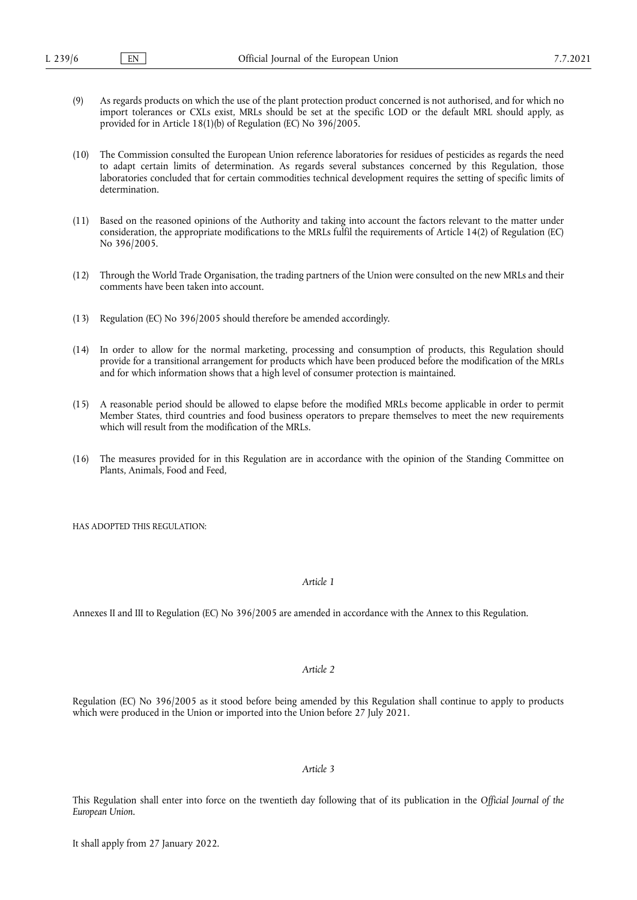(9) As regards products on which the use of the plant protection product concerned is not authorised, and for which no import tolerances or CXLs exist, MRLs should be set at the specific LOD or the default MRL should apply, as provided for in Article 18(1)(b) of Regulation (EC) No 396/2005.

(10) The Commission consulted the European Union reference laboratories for residues of pesticides as regards the need to adapt certain limits of determination. As regards several substances concerned by this Regulation, those laboratories concluded that for certain commodities technical development requires the setting of specific limits of determination.

(11) Based on the reasoned opinions of the Authority and taking into account the factors relevant to the matter under consideration, the appropriate modifications to the MRLs fulfil the requirements of Article 14(2) of Regulation (EC) No 396/2005.

(12) Through the World Trade Organisation, the trading partners of the Union were consulted on the new MRLs and their comments have been taken into account.

(13) Regulation (EC) No 396/2005 should therefore be amended accordingly.

(14) In order to allow for the normal marketing, processing and consumption of products, this Regulation should provide for a transitional arrangement for products which have been produced before the modification of the MRLs and for which information shows that a high level of consumer protection is maintained.

(15) A reasonable period should be allowed to elapse before the modified MRLs become applicable in order to permit Member States, third countries and food business operators to prepare themselves to meet the new requirements which will result from the modification of the MRLs.

(16) The measures provided for in this Regulation are in accordance with the opinion of the Standing Committee on Plants, Animals, Food and Feed,

HAS ADOPTED THIS REGULATION:

*Article 1*

Annexes II and III to Regulation (EC) No 396/2005 are amended in accordance with the Annex to this Regulation.

*Article 2*

Regulation (EC) No 396/2005 as it stood before being amended by this Regulation shall continue to apply to products which were produced in the Union or imported into the Union before 27 July 2021.

*Article 3*

This Regulation shall enter into force on the twentieth day following that of its publication in the *Official Journal of the European Union*.

It shall apply from 27 January 2022.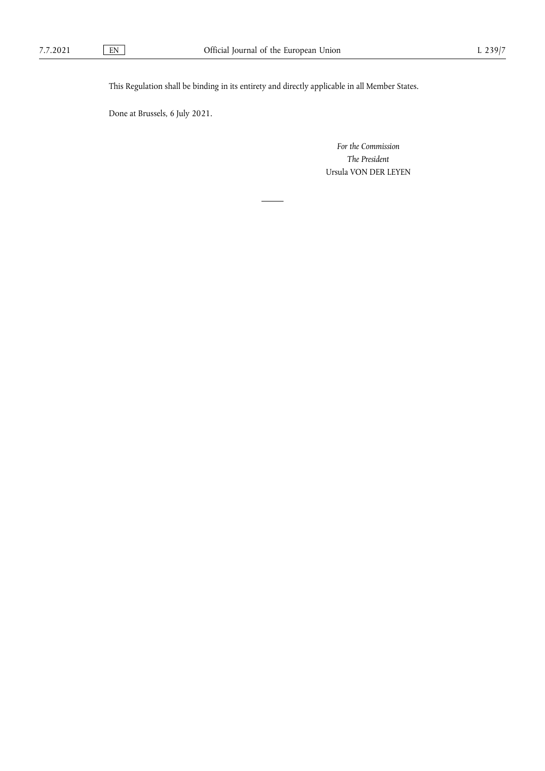This Regulation shall be binding in its entirety and directly applicable in all Member States.

Done at Brussels, 6 July 2021.

*For the Commission*
*The President*
Ursula VON DER LEYEN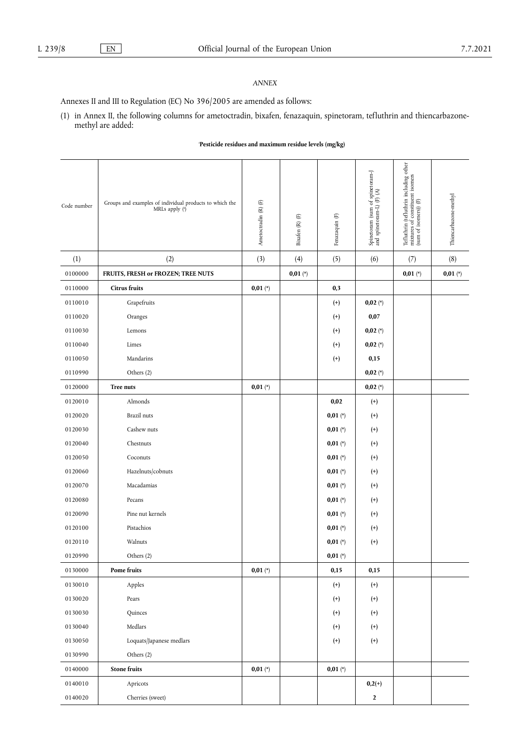*ANNEX*

Annexes II and III to Regulation (EC) No 396/2005 are amended as follows:

(1) in Annex II, the following columns for ametoctradin, bixafen, fenazaquin, spinetoram, tefluthrin and thiencarbazone-methyl are added:

**'Pesticide residues and maximum residue levels (mg/kg)**

| Code number | Groups and examples of individual products to which the MRLs apply (ª) | Ametoctradin (R) (F) | Bixafen (R) (F) | Fenazaquin (F) | Spinetoram (sum of spinetoram-J and spinetoram-L) (F) (A) | Tefluthrin (tefluthrin including other mixtures of constituent isomers (sum of isomers)) (F) | Thiencarbazone-methyl |
|---|---|---|---|---|---|---|---|
| (1) | (2) | (3) | (4) | (5) | (6) | (7) | (8) |
| 0100000 | **FRUITS, FRESH or FROZEN; TREE NUTS** | | **0,01** (*) | | | **0,01** (*) | **0,01** (*) |
| 0110000 | **Citrus fruits** | **0,01** (*) | | **0,3** | | | |
| 0110010 | Grapefruits | | | (+) | **0,02** (*) | | |
| 0110020 | Oranges | | | (+) | **0,07** | | |
| 0110030 | Lemons | | | (+) | **0,02** (*) | | |
| 0110040 | Limes | | | (+) | **0,02** (*) | | |
| 0110050 | Mandarins | | | (+) | **0,15** | | |
| 0110990 | Others (2) | | | | **0,02** (*) | | |
| 0120000 | **Tree nuts** | **0,01** (*) | | | **0,02** (*) | | |
| 0120010 | Almonds | | | **0,02** | (+) | | |
| 0120020 | Brazil nuts | | | **0,01** (*) | (+) | | |
| 0120030 | Cashew nuts | | | **0,01** (*) | (+) | | |
| 0120040 | Chestnuts | | | **0,01** (*) | (+) | | |
| 0120050 | Coconuts | | | **0,01** (*) | (+) | | |
| 0120060 | Hazelnuts/cobnuts | | | **0,01** (*) | (+) | | |
| 0120070 | Macadamias | | | **0,01** (*) | (+) | | |
| 0120080 | Pecans | | | **0,01** (*) | (+) | | |
| 0120090 | Pine nut kernels | | | **0,01** (*) | (+) | | |
| 0120100 | Pistachios | | | **0,01** (*) | (+) | | |
| 0120110 | Walnuts | | | **0,01** (*) | (+) | | |
| 0120990 | Others (2) | | | **0,01** (*) | | | |
| 0130000 | **Pome fruits** | **0,01** (*) | | **0,15** | **0,15** | | |
| 0130010 | Apples | | | (+) | (+) | | |
| 0130020 | Pears | | | (+) | (+) | | |
| 0130030 | Quinces | | | (+) | (+) | | |
| 0130040 | Medlars | | | (+) | (+) | | |
| 0130050 | Loquats/Japanese medlars | | | (+) | (+) | | |
| 0130990 | Others (2) | | | | | | |
| 0140000 | **Stone fruits** | **0,01** (*) | | **0,01** (*) | | | |
| 0140010 | Apricots | | | | **0,2**(+) | | |
| 0140020 | Cherries (sweet) | | | | **2** | | |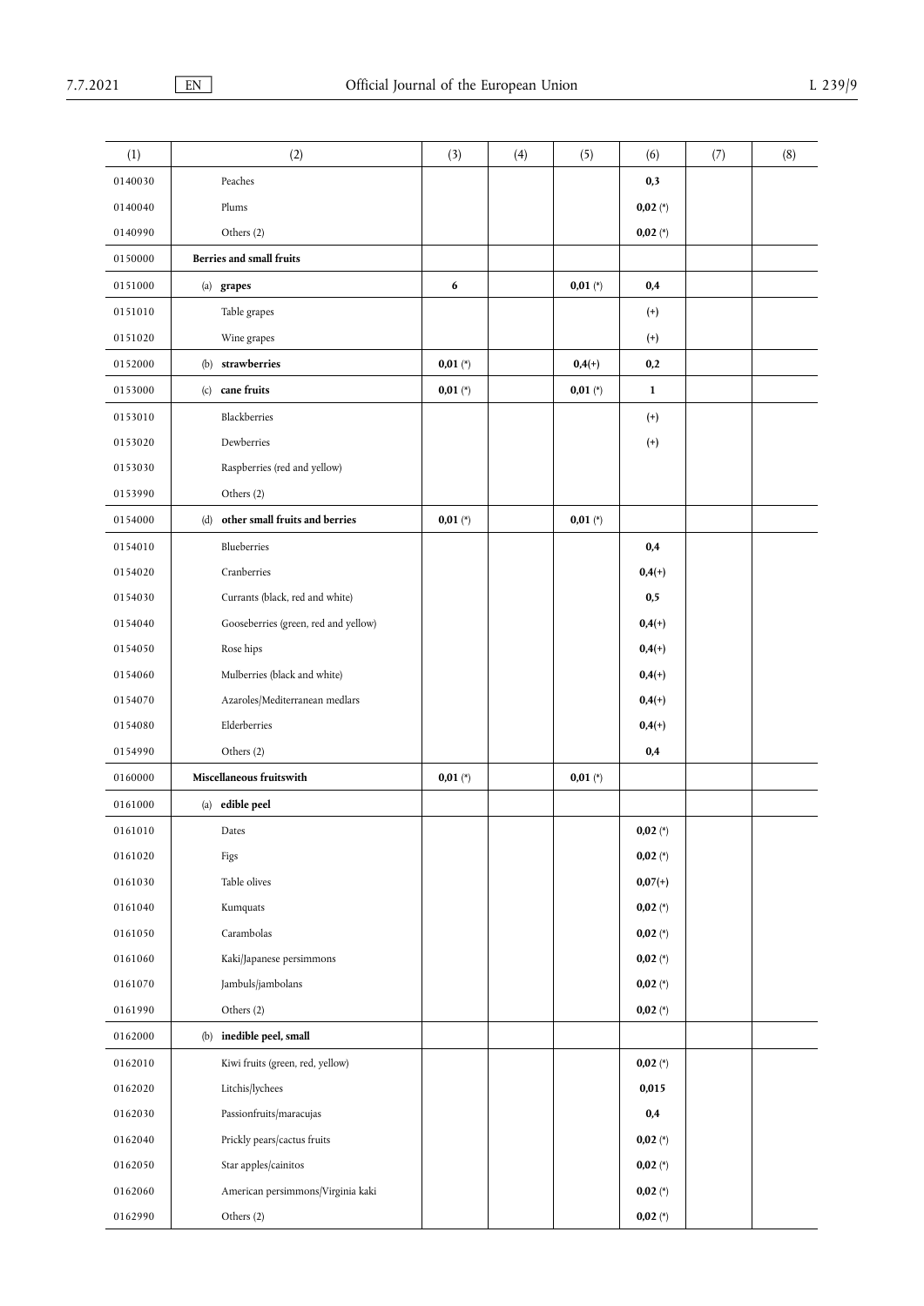| (1) | (2) | (3) | (4) | (5) | (6) | (7) | (8) |
|---|---|---|---|---|---|---|---|
| 0140030 | Peaches | | | | **0,3** | | |
| 0140040 | Plums | | | | **0,02** (*) | | |
| 0140990 | Others (2) | | | | **0,02** (*) | | |
| 0150000 | **Berries and small fruits** | | | | | | |
| 0151000 | (a) **grapes** | **6** | | **0,01** (*) | **0,4** | | |
| 0151010 | Table grapes | | | | (+) | | |
| 0151020 | Wine grapes | | | | (+) | | |
| 0152000 | (b) **strawberries** | **0,01** (*) | | **0,4**(+) | **0,2** | | |
| 0153000 | (c) **cane fruits** | **0,01** (*) | | **0,01** (*) | **1** | | |
| 0153010 | Blackberries | | | | (+) | | |
| 0153020 | Dewberries | | | | (+) | | |
| 0153030 | Raspberries (red and yellow) | | | | | | |
| 0153990 | Others (2) | | | | | | |
| 0154000 | (d) **other small fruits and berries** | **0,01** (*) | | **0,01** (*) | | | |
| 0154010 | Blueberries | | | | **0,4** | | |
| 0154020 | Cranberries | | | | **0,4**(+) | | |
| 0154030 | Currants (black, red and white) | | | | **0,5** | | |
| 0154040 | Gooseberries (green, red and yellow) | | | | **0,4**(+) | | |
| 0154050 | Rose hips | | | | **0,4**(+) | | |
| 0154060 | Mulberries (black and white) | | | | **0,4**(+) | | |
| 0154070 | Azaroles/Mediterranean medlars | | | | **0,4**(+) | | |
| 0154080 | Elderberries | | | | **0,4**(+) | | |
| 0154990 | Others (2) | | | | **0,4** | | |
| 0160000 | **Miscellaneous fruitswith** | **0,01** (*) | | **0,01** (*) | | | |
| 0161000 | (a) **edible peel** | | | | | | |
| 0161010 | Dates | | | | **0,02** (*) | | |
| 0161020 | Figs | | | | **0,02** (*) | | |
| 0161030 | Table olives | | | | **0,07**(+) | | |
| 0161040 | Kumquats | | | | **0,02** (*) | | |
| 0161050 | Carambolas | | | | **0,02** (*) | | |
| 0161060 | Kaki/Japanese persimmons | | | | **0,02** (*) | | |
| 0161070 | Jambuls/jambolans | | | | **0,02** (*) | | |
| 0161990 | Others (2) | | | | **0,02** (*) | | |
| 0162000 | (b) **inedible peel, small** | | | | | | |
| 0162010 | Kiwi fruits (green, red, yellow) | | | | **0,02** (*) | | |
| 0162020 | Litchis/lychees | | | | **0,015** | | |
| 0162030 | Passionfruits/maracujas | | | | **0,4** | | |
| 0162040 | Prickly pears/cactus fruits | | | | **0,02** (*) | | |
| 0162050 | Star apples/cainitos | | | | **0,02** (*) | | |
| 0162060 | American persimmons/Virginia kaki | | | | **0,02** (*) | | |
| 0162990 | Others (2) | | | | **0,02** (*) | | |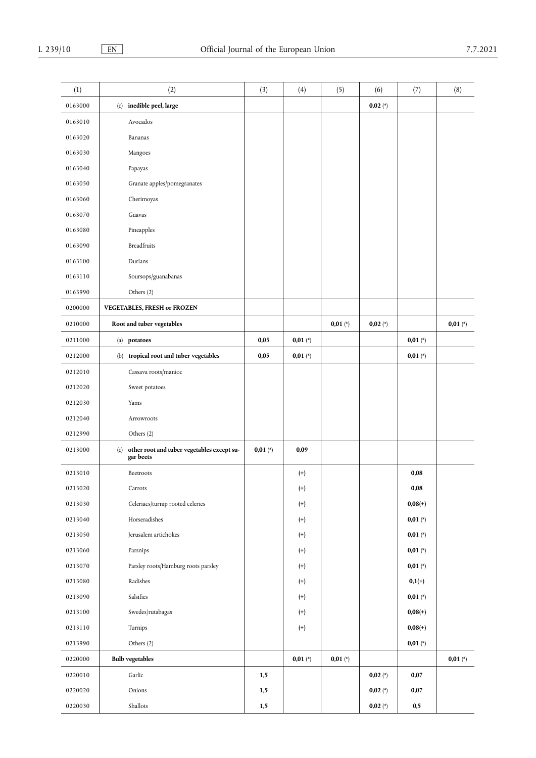| (1) | (2) | (3) | (4) | (5) | (6) | (7) | (8) |
|---|---|---|---|---|---|---|---|
| 0163000 | (c) **inedible peel, large** | | | | **0,02** (*) | | |
| 0163010 | Avocados | | | | | | |
| 0163020 | Bananas | | | | | | |
| 0163030 | Mangoes | | | | | | |
| 0163040 | Papayas | | | | | | |
| 0163050 | Granate apples/pomegranates | | | | | | |
| 0163060 | Cherimoyas | | | | | | |
| 0163070 | Guavas | | | | | | |
| 0163080 | Pineapples | | | | | | |
| 0163090 | Breadfruits | | | | | | |
| 0163100 | Durians | | | | | | |
| 0163110 | Soursops/guanabanas | | | | | | |
| 0163990 | Others (2) | | | | | | |
| 0200000 | **VEGETABLES, FRESH or FROZEN** | | | | | | |
| 0210000 | **Root and tuber vegetables** | | | **0,01** (*) | **0,02** (*) | | **0,01** (*) |
| 0211000 | (a) **potatoes** | **0,05** | **0,01** (*) | | | **0,01** (*) | |
| 0212000 | (b) **tropical root and tuber vegetables** | **0,05** | **0,01** (*) | | | **0,01** (*) | |
| 0212010 | Cassava roots/manioc | | | | | | |
| 0212020 | Sweet potatoes | | | | | | |
| 0212030 | Yams | | | | | | |
| 0212040 | Arrowroots | | | | | | |
| 0212990 | Others (2) | | | | | | |
| 0213000 | (c) **other root and tuber vegetables except sugar beets** | **0,01** (*) | **0,09** | | | | |
| 0213010 | Beetroots | | (+) | | | **0,08** | |
| 0213020 | Carrots | | (+) | | | **0,08** | |
| 0213030 | Celeriacs/turnip rooted celeries | | (+) | | | **0,08**(+) | |
| 0213040 | Horseradishes | | (+) | | | **0,01** (*) | |
| 0213050 | Jerusalem artichokes | | (+) | | | **0,01** (*) | |
| 0213060 | Parsnips | | (+) | | | **0,01** (*) | |
| 0213070 | Parsley roots/Hamburg roots parsley | | (+) | | | **0,01** (*) | |
| 0213080 | Radishes | | (+) | | | **0,1**(+) | |
| 0213090 | Salsifies | | (+) | | | **0,01** (*) | |
| 0213100 | Swedes/rutabagas | | (+) | | | **0,08**(+) | |
| 0213110 | Turnips | | (+) | | | **0,08**(+) | |
| 0213990 | Others (2) | | | | | **0,01** (*) | |
| 0220000 | **Bulb vegetables** | | **0,01** (*) | **0,01** (*) | | | **0,01** (*) |
| 0220010 | Garlic | **1,5** | | | **0,02** (*) | **0,07** | |
| 0220020 | Onions | **1,5** | | | **0,02** (*) | **0,07** | |
| 0220030 | Shallots | **1,5** | | | **0,02** (*) | **0,5** | |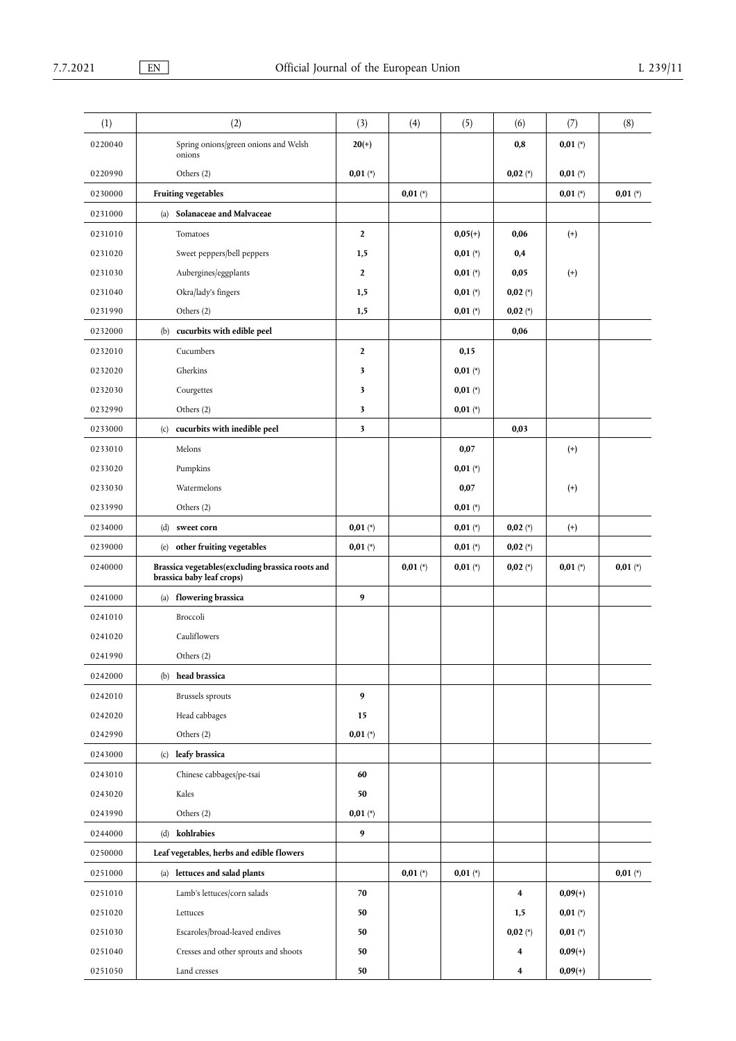| (1) | (2) | (3) | (4) | (5) | (6) | (7) | (8) |
|---|---|---|---|---|---|---|---|
| 0220040 | Spring onions/green onions and Welsh onions | **20(+)** | | | **0,8** | **0,01** (*) | |
| 0220990 | Others (2) | **0,01** (*) | | | **0,02** (*) | **0,01** (*) | |
| 0230000 | **Fruiting vegetables** | | **0,01** (*) | | | **0,01** (*) | **0,01** (*) |
| 0231000 | (a) **Solanaceae and Malvaceae** | | | | | | |
| 0231010 | Tomatoes | **2** | | **0,05(+)** | **0,06** | (+) | |
| 0231020 | Sweet peppers/bell peppers | **1,5** | | **0,01** (*) | **0,4** | | |
| 0231030 | Aubergines/eggplants | **2** | | **0,01** (*) | **0,05** | (+) | |
| 0231040 | Okra/lady's fingers | **1,5** | | **0,01** (*) | **0,02** (*) | | |
| 0231990 | Others (2) | **1,5** | | **0,01** (*) | **0,02** (*) | | |
| 0232000 | (b) **cucurbits with edible peel** | | | | **0,06** | | |
| 0232010 | Cucumbers | **2** | | **0,15** | | | |
| 0232020 | Gherkins | **3** | | **0,01** (*) | | | |
| 0232030 | Courgettes | **3** | | **0,01** (*) | | | |
| 0232990 | Others (2) | **3** | | **0,01** (*) | | | |
| 0233000 | (c) **cucurbits with inedible peel** | **3** | | | **0,03** | | |
| 0233010 | Melons | | | **0,07** | | (+) | |
| 0233020 | Pumpkins | | | **0,01** (*) | | | |
| 0233030 | Watermelons | | | **0,07** | | (+) | |
| 0233990 | Others (2) | | | **0,01** (*) | | | |
| 0234000 | (d) **sweet corn** | **0,01** (*) | | **0,01** (*) | **0,02** (*) | (+) | |
| 0239000 | (e) **other fruiting vegetables** | **0,01** (*) | | **0,01** (*) | **0,02** (*) | | |
| 0240000 | **Brassica vegetables(excluding brassica roots and brassica baby leaf crops)** | | **0,01** (*) | **0,01** (*) | **0,02** (*) | **0,01** (*) | **0,01** (*) |
| 0241000 | (a) **flowering brassica** | **9** | | | | | |
| 0241010 | Broccoli | | | | | | |
| 0241020 | Cauliflowers | | | | | | |
| 0241990 | Others (2) | | | | | | |
| 0242000 | (b) **head brassica** | | | | | | |
| 0242010 | Brussels sprouts | **9** | | | | | |
| 0242020 | Head cabbages | **15** | | | | | |
| 0242990 | Others (2) | **0,01** (*) | | | | | |
| 0243000 | (c) **leafy brassica** | | | | | | |
| 0243010 | Chinese cabbages/pe-tsai | **60** | | | | | |
| 0243020 | Kales | **50** | | | | | |
| 0243990 | Others (2) | **0,01** (*) | | | | | |
| 0244000 | (d) **kohlrabies** | **9** | | | | | |
| 0250000 | **Leaf vegetables, herbs and edible flowers** | | | | | | |
| 0251000 | (a) **lettuces and salad plants** | | **0,01** (*) | **0,01** (*) | | | **0,01** (*) |
| 0251010 | Lamb's lettuces/corn salads | **70** | | | **4** | **0,09(+)** | |
| 0251020 | Lettuces | **50** | | | **1,5** | **0,01** (*) | |
| 0251030 | Escaroles/broad-leaved endives | **50** | | | **0,02** (*) | **0,01** (*) | |
| 0251040 | Cresses and other sprouts and shoots | **50** | | | **4** | **0,09(+)** | |
| 0251050 | Land cresses | **50** | | | **4** | **0,09(+)** | |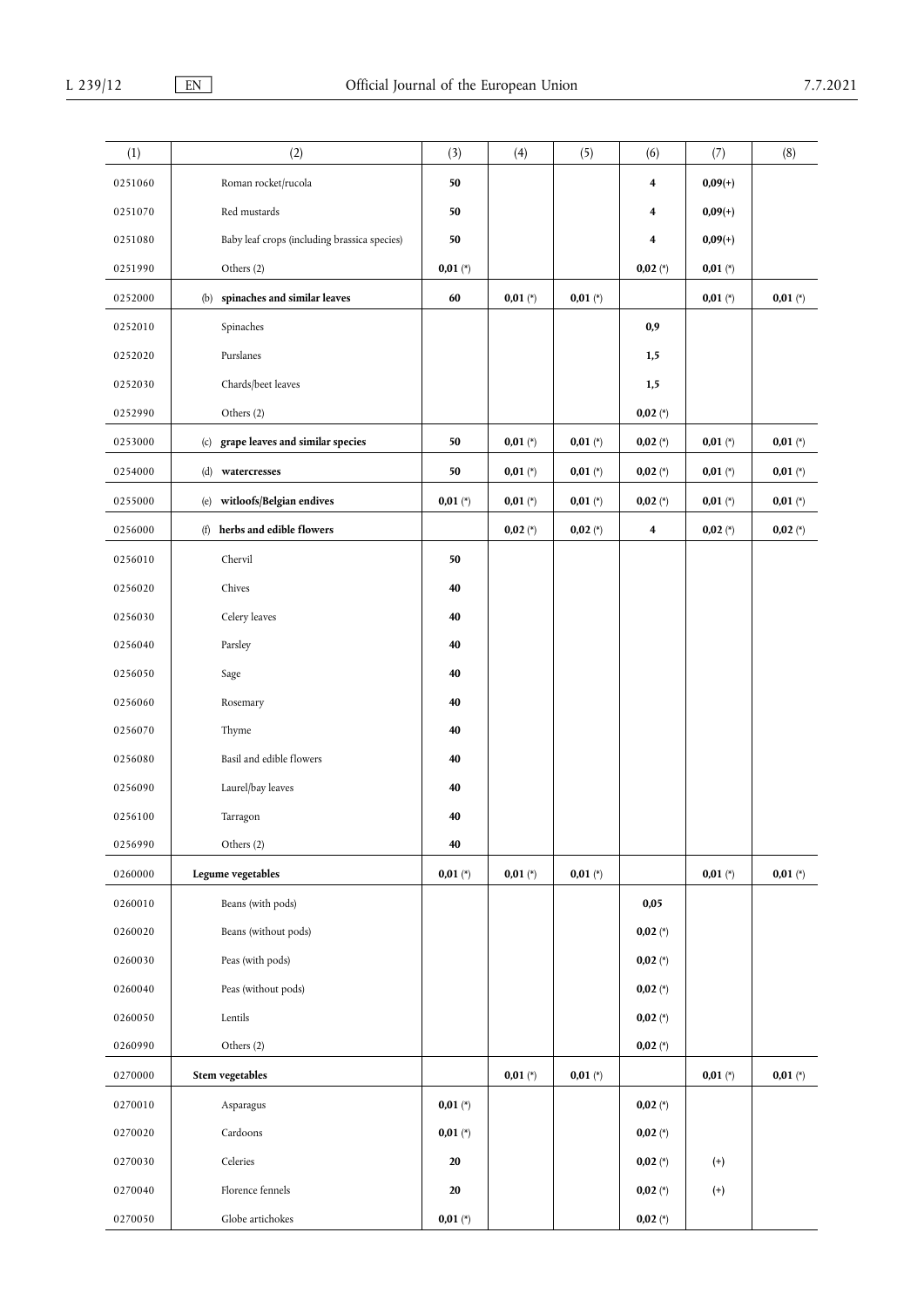| (1) | (2) | (3) | (4) | (5) | (6) | (7) | (8) |
|---|---|---|---|---|---|---|---|
| 0251060 | Roman rocket/rucola | **50** | | | **4** | **0,09**(+) | |
| 0251070 | Red mustards | **50** | | | **4** | **0,09**(+) | |
| 0251080 | Baby leaf crops (including brassica species) | **50** | | | **4** | **0,09**(+) | |
| 0251990 | Others (2) | **0,01** (*) | | | **0,02** (*) | **0,01** (*) | |
| 0252000 | (b) **spinaches and similar leaves** | **60** | **0,01** (*) | **0,01** (*) | | **0,01** (*) | **0,01** (*) |
| 0252010 | Spinaches | | | | **0,9** | | |
| 0252020 | Purslanes | | | | **1,5** | | |
| 0252030 | Chards/beet leaves | | | | **1,5** | | |
| 0252990 | Others (2) | | | | **0,02** (*) | | |
| 0253000 | (c) **grape leaves and similar species** | **50** | **0,01** (*) | **0,01** (*) | **0,02** (*) | **0,01** (*) | **0,01** (*) |
| 0254000 | (d) **watercresses** | **50** | **0,01** (*) | **0,01** (*) | **0,02** (*) | **0,01** (*) | **0,01** (*) |
| 0255000 | (e) **witloofs/Belgian endives** | **0,01** (*) | **0,01** (*) | **0,01** (*) | **0,02** (*) | **0,01** (*) | **0,01** (*) |
| 0256000 | (f) **herbs and edible flowers** | | **0,02** (*) | **0,02** (*) | **4** | **0,02** (*) | **0,02** (*) |
| 0256010 | Chervil | **50** | | | | | |
| 0256020 | Chives | **40** | | | | | |
| 0256030 | Celery leaves | **40** | | | | | |
| 0256040 | Parsley | **40** | | | | | |
| 0256050 | Sage | **40** | | | | | |
| 0256060 | Rosemary | **40** | | | | | |
| 0256070 | Thyme | **40** | | | | | |
| 0256080 | Basil and edible flowers | **40** | | | | | |
| 0256090 | Laurel/bay leaves | **40** | | | | | |
| 0256100 | Tarragon | **40** | | | | | |
| 0256990 | Others (2) | **40** | | | | | |
| 0260000 | **Legume vegetables** | **0,01** (*) | **0,01** (*) | **0,01** (*) | | **0,01** (*) | **0,01** (*) |
| 0260010 | Beans (with pods) | | | | **0,05** | | |
| 0260020 | Beans (without pods) | | | | **0,02** (*) | | |
| 0260030 | Peas (with pods) | | | | **0,02** (*) | | |
| 0260040 | Peas (without pods) | | | | **0,02** (*) | | |
| 0260050 | Lentils | | | | **0,02** (*) | | |
| 0260990 | Others (2) | | | | **0,02** (*) | | |
| 0270000 | **Stem vegetables** | | **0,01** (*) | **0,01** (*) | | **0,01** (*) | **0,01** (*) |
| 0270010 | Asparagus | **0,01** (*) | | | **0,02** (*) | | |
| 0270020 | Cardoons | **0,01** (*) | | | **0,02** (*) | | |
| 0270030 | Celeries | **20** | | | **0,02** (*) | (+) | |
| 0270040 | Florence fennels | **20** | | | **0,02** (*) | (+) | |
| 0270050 | Globe artichokes | **0,01** (*) | | | **0,02** (*) | | |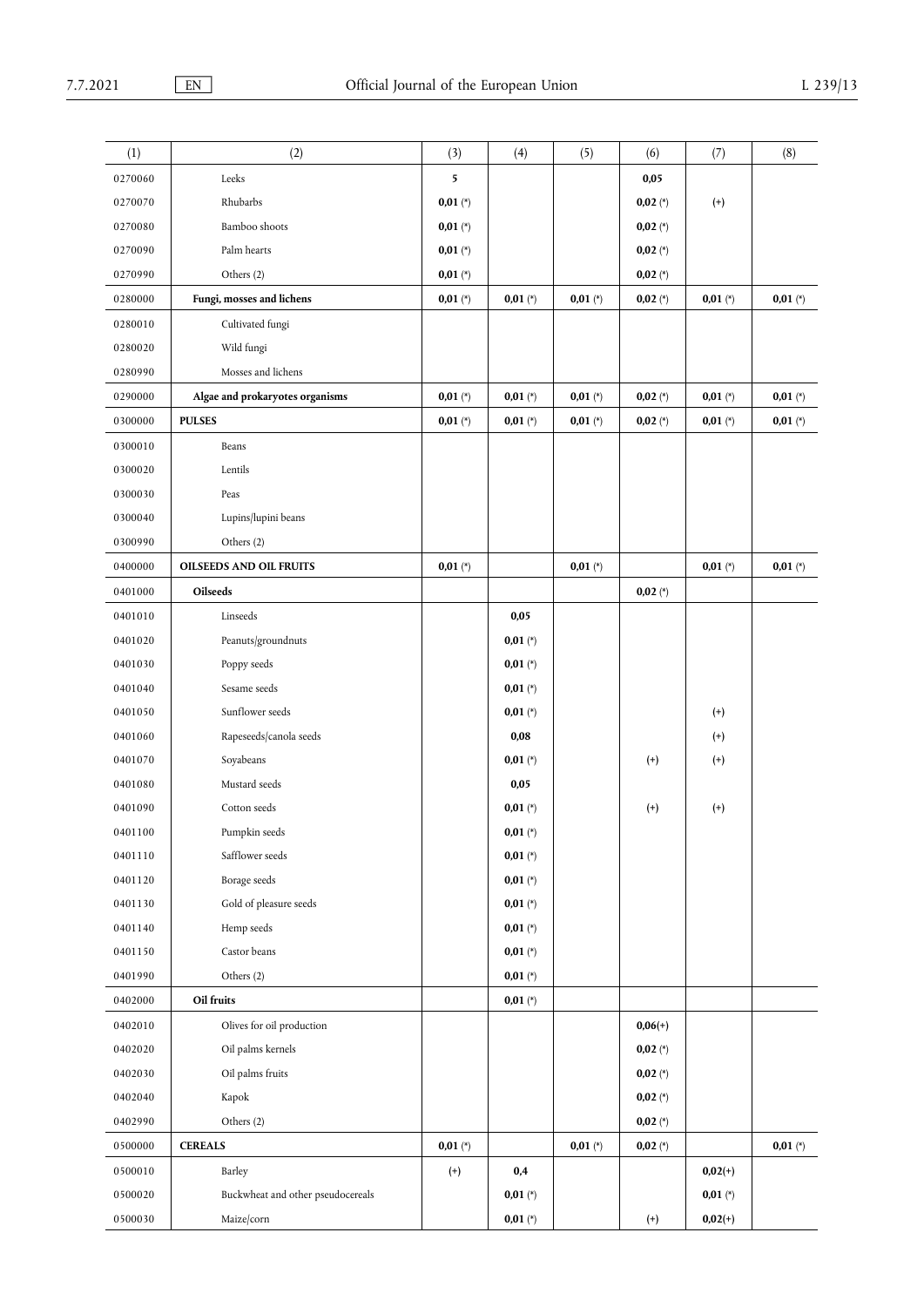| (1) | (2) | (3) | (4) | (5) | (6) | (7) | (8) |
|---|---|---|---|---|---|---|---|
| 0270060 | Leeks | **5** | | | **0,05** | | |
| 0270070 | Rhubarbs | **0,01** (*) | | | **0,02** (*) | (+) | |
| 0270080 | Bamboo shoots | **0,01** (*) | | | **0,02** (*) | | |
| 0270090 | Palm hearts | **0,01** (*) | | | **0,02** (*) | | |
| 0270990 | Others (2) | **0,01** (*) | | | **0,02** (*) | | |
| 0280000 | **Fungi, mosses and lichens** | **0,01** (*) | **0,01** (*) | **0,01** (*) | **0,02** (*) | **0,01** (*) | **0,01** (*) |
| 0280010 | Cultivated fungi | | | | | | |
| 0280020 | Wild fungi | | | | | | |
| 0280990 | Mosses and lichens | | | | | | |
| 0290000 | **Algae and prokaryotes organisms** | **0,01** (*) | **0,01** (*) | **0,01** (*) | **0,02** (*) | **0,01** (*) | **0,01** (*) |
| 0300000 | **PULSES** | **0,01** (*) | **0,01** (*) | **0,01** (*) | **0,02** (*) | **0,01** (*) | **0,01** (*) |
| 0300010 | Beans | | | | | | |
| 0300020 | Lentils | | | | | | |
| 0300030 | Peas | | | | | | |
| 0300040 | Lupins/lupini beans | | | | | | |
| 0300990 | Others (2) | | | | | | |
| 0400000 | **OILSEEDS AND OIL FRUITS** | **0,01** (*) | | **0,01** (*) | | **0,01** (*) | **0,01** (*) |
| 0401000 | **Oilseeds** | | | | **0,02** (*) | | |
| 0401010 | Linseeds | | **0,05** | | | | |
| 0401020 | Peanuts/groundnuts | | **0,01** (*) | | | | |
| 0401030 | Poppy seeds | | **0,01** (*) | | | | |
| 0401040 | Sesame seeds | | **0,01** (*) | | | | |
| 0401050 | Sunflower seeds | | **0,01** (*) | | | (+) | |
| 0401060 | Rapeseeds/canola seeds | | **0,08** | | | (+) | |
| 0401070 | Soyabeans | | **0,01** (*) | | (+) | (+) | |
| 0401080 | Mustard seeds | | **0,05** | | | | |
| 0401090 | Cotton seeds | | **0,01** (*) | | (+) | (+) | |
| 0401100 | Pumpkin seeds | | **0,01** (*) | | | | |
| 0401110 | Safflower seeds | | **0,01** (*) | | | | |
| 0401120 | Borage seeds | | **0,01** (*) | | | | |
| 0401130 | Gold of pleasure seeds | | **0,01** (*) | | | | |
| 0401140 | Hemp seeds | | **0,01** (*) | | | | |
| 0401150 | Castor beans | | **0,01** (*) | | | | |
| 0401990 | Others (2) | | **0,01** (*) | | | | |
| 0402000 | **Oil fruits** | | **0,01** (*) | | | | |
| 0402010 | Olives for oil production | | | | **0,06**(+) | | |
| 0402020 | Oil palms kernels | | | | **0,02** (*) | | |
| 0402030 | Oil palms fruits | | | | **0,02** (*) | | |
| 0402040 | Kapok | | | | **0,02** (*) | | |
| 0402990 | Others (2) | | | | **0,02** (*) | | |
| 0500000 | **CEREALS** | **0,01** (*) | | **0,01** (*) | **0,02** (*) | | **0,01** (*) |
| 0500010 | Barley | (+) | **0,4** | | | **0,02**(+) | |
| 0500020 | Buckwheat and other pseudocereals | | **0,01** (*) | | | **0,01** (*) | |
| 0500030 | Maize/corn | | **0,01** (*) | | (+) | **0,02**(+) | |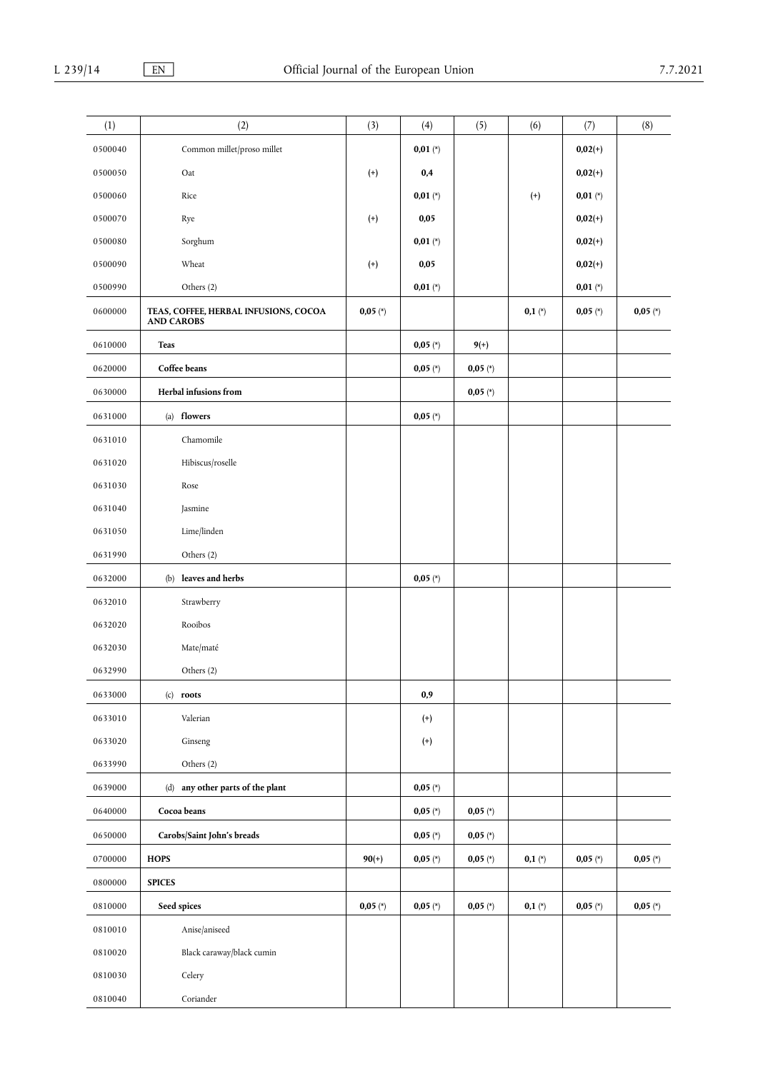| (1) | (2) | (3) | (4) | (5) | (6) | (7) | (8) |
|---|---|---|---|---|---|---|---|
| 0500040 | Common millet/proso millet | | **0,01** (*) | | | **0,02**(+) | |
| 0500050 | Oat | (+) | **0,4** | | | **0,02**(+) | |
| 0500060 | Rice | | **0,01** (*) | | (+) | **0,01** (*) | |
| 0500070 | Rye | (+) | **0,05** | | | **0,02**(+) | |
| 0500080 | Sorghum | | **0,01** (*) | | | **0,02**(+) | |
| 0500090 | Wheat | (+) | **0,05** | | | **0,02**(+) | |
| 0500990 | Others (2) | | **0,01** (*) | | | **0,01** (*) | |
| 0600000 | **TEAS, COFFEE, HERBAL INFUSIONS, COCOA AND CAROBS** | **0,05** (*) | | | **0,1** (*) | **0,05** (*) | **0,05** (*) |
| 0610000 | **Teas** | | **0,05** (*) | **9**(+) | | | |
| 0620000 | **Coffee beans** | | **0,05** (*) | **0,05** (*) | | | |
| 0630000 | **Herbal infusions from** | | | **0,05** (*) | | | |
| 0631000 | (a) **flowers** | | **0,05** (*) | | | | |
| 0631010 | Chamomile | | | | | | |
| 0631020 | Hibiscus/roselle | | | | | | |
| 0631030 | Rose | | | | | | |
| 0631040 | Jasmine | | | | | | |
| 0631050 | Lime/linden | | | | | | |
| 0631990 | Others (2) | | | | | | |
| 0632000 | (b) **leaves and herbs** | | **0,05** (*) | | | | |
| 0632010 | Strawberry | | | | | | |
| 0632020 | Rooibos | | | | | | |
| 0632030 | Mate/maté | | | | | | |
| 0632990 | Others (2) | | | | | | |
| 0633000 | (c) **roots** | | **0,9** | | | | |
| 0633010 | Valerian | | (+) | | | | |
| 0633020 | Ginseng | | (+) | | | | |
| 0633990 | Others (2) | | | | | | |
| 0639000 | (d) **any other parts of the plant** | | **0,05** (*) | | | | |
| 0640000 | **Cocoa beans** | | **0,05** (*) | **0,05** (*) | | | |
| 0650000 | **Carobs/Saint John's breads** | | **0,05** (*) | **0,05** (*) | | | |
| 0700000 | **HOPS** | **90**(+) | **0,05** (*) | **0,05** (*) | **0,1** (*) | **0,05** (*) | **0,05** (*) |
| 0800000 | **SPICES** | | | | | | |
| 0810000 | **Seed spices** | **0,05** (*) | **0,05** (*) | **0,05** (*) | **0,1** (*) | **0,05** (*) | **0,05** (*) |
| 0810010 | Anise/aniseed | | | | | | |
| 0810020 | Black caraway/black cumin | | | | | | |
| 0810030 | Celery | | | | | | |
| 0810040 | Coriander | | | | | | |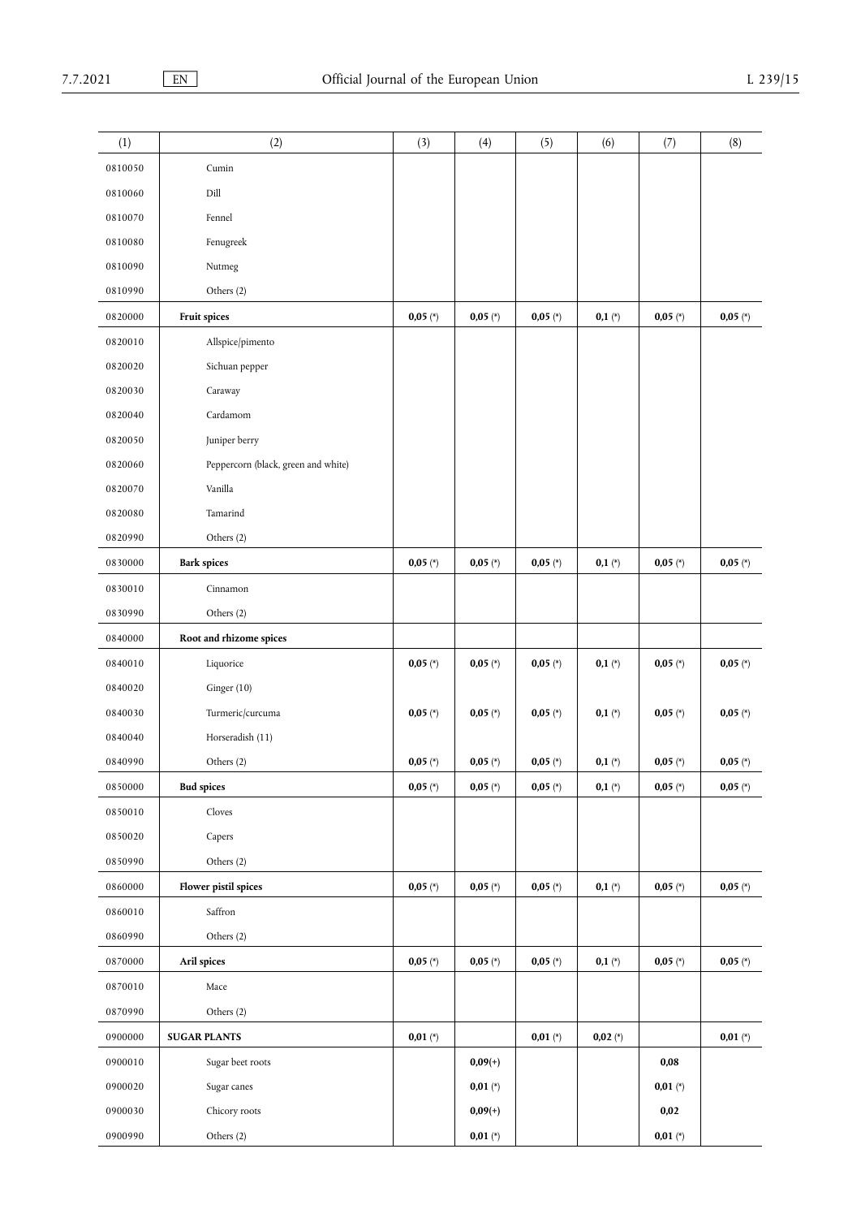| (1) | (2) | (3) | (4) | (5) | (6) | (7) | (8) |
|---|---|---|---|---|---|---|---|
| 0810050 | Cumin | | | | | | |
| 0810060 | Dill | | | | | | |
| 0810070 | Fennel | | | | | | |
| 0810080 | Fenugreek | | | | | | |
| 0810090 | Nutmeg | | | | | | |
| 0810990 | Others (2) | | | | | | |
| 0820000 | **Fruit spices** | **0,05** (*) | **0,05** (*) | **0,05** (*) | **0,1** (*) | **0,05** (*) | **0,05** (*) |
| 0820010 | Allspice/pimento | | | | | | |
| 0820020 | Sichuan pepper | | | | | | |
| 0820030 | Caraway | | | | | | |
| 0820040 | Cardamom | | | | | | |
| 0820050 | Juniper berry | | | | | | |
| 0820060 | Peppercorn (black, green and white) | | | | | | |
| 0820070 | Vanilla | | | | | | |
| 0820080 | Tamarind | | | | | | |
| 0820990 | Others (2) | | | | | | |
| 0830000 | **Bark spices** | **0,05** (*) | **0,05** (*) | **0,05** (*) | **0,1** (*) | **0,05** (*) | **0,05** (*) |
| 0830010 | Cinnamon | | | | | | |
| 0830990 | Others (2) | | | | | | |
| 0840000 | **Root and rhizome spices** | | | | | | |
| 0840010 | Liquorice | **0,05** (*) | **0,05** (*) | **0,05** (*) | **0,1** (*) | **0,05** (*) | **0,05** (*) |
| 0840020 | Ginger (10) | | | | | | |
| 0840030 | Turmeric/curcuma | **0,05** (*) | **0,05** (*) | **0,05** (*) | **0,1** (*) | **0,05** (*) | **0,05** (*) |
| 0840040 | Horseradish (11) | | | | | | |
| 0840990 | Others (2) | **0,05** (*) | **0,05** (*) | **0,05** (*) | **0,1** (*) | **0,05** (*) | **0,05** (*) |
| 0850000 | **Bud spices** | **0,05** (*) | **0,05** (*) | **0,05** (*) | **0,1** (*) | **0,05** (*) | **0,05** (*) |
| 0850010 | Cloves | | | | | | |
| 0850020 | Capers | | | | | | |
| 0850990 | Others (2) | | | | | | |
| 0860000 | **Flower pistil spices** | **0,05** (*) | **0,05** (*) | **0,05** (*) | **0,1** (*) | **0,05** (*) | **0,05** (*) |
| 0860010 | Saffron | | | | | | |
| 0860990 | Others (2) | | | | | | |
| 0870000 | **Aril spices** | **0,05** (*) | **0,05** (*) | **0,05** (*) | **0,1** (*) | **0,05** (*) | **0,05** (*) |
| 0870010 | Mace | | | | | | |
| 0870990 | Others (2) | | | | | | |
| 0900000 | **SUGAR PLANTS** | **0,01** (*) | | **0,01** (*) | **0,02** (*) | | **0,01** (*) |
| 0900010 | Sugar beet roots | | **0,09(+)** | | | **0,08** | |
| 0900020 | Sugar canes | | **0,01** (*) | | | **0,01** (*) | |
| 0900030 | Chicory roots | | **0,09(+)** | | | **0,02** | |
| 0900990 | Others (2) | | **0,01** (*) | | | **0,01** (*) | |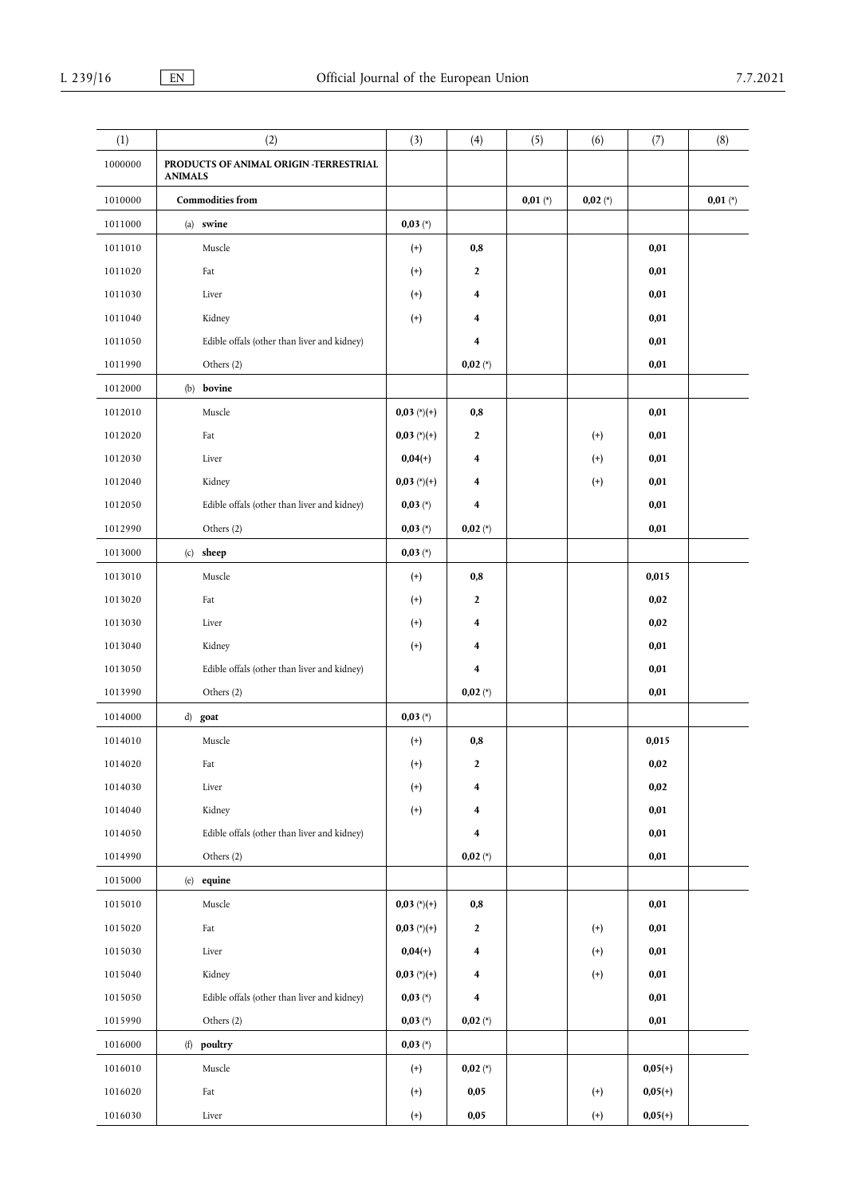| (1) | (2) | (3) | (4) | (5) | (6) | (7) | (8) |
|---|---|---|---|---|---|---|---|
| 1000000 | **PRODUCTS OF ANIMAL ORIGIN -TERRESTRIAL ANIMALS** | | | | | | |
| 1010000 | **Commodities from** | | | **0,01** (*) | **0,02** (*) | | **0,01** (*) |
| 1011000 | (a) **swine** | **0,03** (*) | | | | | |
| 1011010 | Muscle | (+) | **0,8** | | | **0,01** | |
| 1011020 | Fat | (+) | **2** | | | **0,01** | |
| 1011030 | Liver | (+) | **4** | | | **0,01** | |
| 1011040 | Kidney | (+) | **4** | | | **0,01** | |
| 1011050 | Edible offals (other than liver and kidney) | | **4** | | | **0,01** | |
| 1011990 | Others (2) | | **0,02** (*) | | | **0,01** | |
| 1012000 | (b) **bovine** | | | | | | |
| 1012010 | Muscle | **0,03** (*)(+) | **0,8** | | | **0,01** | |
| 1012020 | Fat | **0,03** (*)(+) | **2** | | (+) | **0,01** | |
| 1012030 | Liver | **0,04**(+) | **4** | | (+) | **0,01** | |
| 1012040 | Kidney | **0,03** (*)(+) | **4** | | (+) | **0,01** | |
| 1012050 | Edible offals (other than liver and kidney) | **0,03** (*) | **4** | | | **0,01** | |
| 1012990 | Others (2) | **0,03** (*) | **0,02** (*) | | | **0,01** | |
| 1013000 | (c) **sheep** | **0,03** (*) | | | | | |
| 1013010 | Muscle | (+) | **0,8** | | | **0,015** | |
| 1013020 | Fat | (+) | **2** | | | **0,02** | |
| 1013030 | Liver | (+) | **4** | | | **0,02** | |
| 1013040 | Kidney | (+) | **4** | | | **0,01** | |
| 1013050 | Edible offals (other than liver and kidney) | | **4** | | | **0,01** | |
| 1013990 | Others (2) | | **0,02** (*) | | | **0,01** | |
| 1014000 | d) **goat** | **0,03** (*) | | | | | |
| 1014010 | Muscle | (+) | **0,8** | | | **0,015** | |
| 1014020 | Fat | (+) | **2** | | | **0,02** | |
| 1014030 | Liver | (+) | **4** | | | **0,02** | |
| 1014040 | Kidney | (+) | **4** | | | **0,01** | |
| 1014050 | Edible offals (other than liver and kidney) | | **4** | | | **0,01** | |
| 1014990 | Others (2) | | **0,02** (*) | | | **0,01** | |
| 1015000 | (e) **equine** | | | | | | |
| 1015010 | Muscle | **0,03** (*)(+) | **0,8** | | | **0,01** | |
| 1015020 | Fat | **0,03** (*)(+) | **2** | | (+) | **0,01** | |
| 1015030 | Liver | **0,04**(+) | **4** | | (+) | **0,01** | |
| 1015040 | Kidney | **0,03** (*)(+) | **4** | | (+) | **0,01** | |
| 1015050 | Edible offals (other than liver and kidney) | **0,03** (*) | **4** | | | **0,01** | |
| 1015990 | Others (2) | **0,03** (*) | **0,02** (*) | | | **0,01** | |
| 1016000 | (f) **poultry** | **0,03** (*) | | | | | |
| 1016010 | Muscle | (+) | **0,02** (*) | | | **0,05**(+) | |
| 1016020 | Fat | (+) | **0,05** | | (+) | **0,05**(+) | |
| 1016030 | Liver | (+) | **0,05** | | (+) | **0,05**(+) | |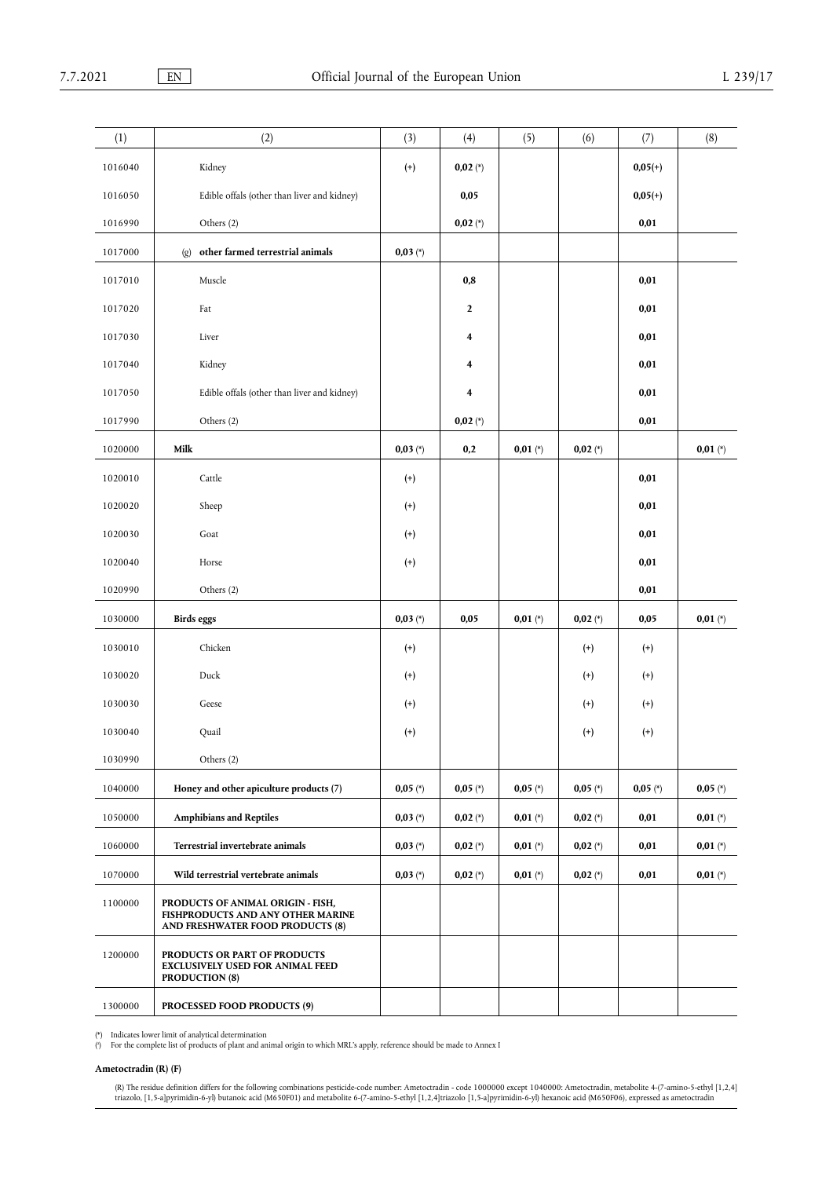| (1) | (2) | (3) | (4) | (5) | (6) | (7) | (8) |
|---|---|---|---|---|---|---|---|
| 1016040 | Kidney | (+) | **0,02** (*) | | | **0,05**(+) | |
| 1016050 | Edible offals (other than liver and kidney) | | **0,05** | | | **0,05**(+) | |
| 1016990 | Others (2) | | **0,02** (*) | | | **0,01** | |
| 1017000 | (g) **other farmed terrestrial animals** | **0,03** (*) | | | | | |
| 1017010 | Muscle | | **0,8** | | | **0,01** | |
| 1017020 | Fat | | **2** | | | **0,01** | |
| 1017030 | Liver | | **4** | | | **0,01** | |
| 1017040 | Kidney | | **4** | | | **0,01** | |
| 1017050 | Edible offals (other than liver and kidney) | | **4** | | | **0,01** | |
| 1017990 | Others (2) | | **0,02** (*) | | | **0,01** | |
| 1020000 | **Milk** | **0,03** (*) | **0,2** | **0,01** (*) | **0,02** (*) | | **0,01** (*) |
| 1020010 | Cattle | (+) | | | | **0,01** | |
| 1020020 | Sheep | (+) | | | | **0,01** | |
| 1020030 | Goat | (+) | | | | **0,01** | |
| 1020040 | Horse | (+) | | | | **0,01** | |
| 1020990 | Others (2) | | | | | **0,01** | |
| 1030000 | **Birds eggs** | **0,03** (*) | **0,05** | **0,01** (*) | **0,02** (*) | **0,05** | **0,01** (*) |
| 1030010 | Chicken | (+) | | | (+) | (+) | |
| 1030020 | Duck | (+) | | | (+) | (+) | |
| 1030030 | Geese | (+) | | | (+) | (+) | |
| 1030040 | Quail | (+) | | | (+) | (+) | |
| 1030990 | Others (2) | | | | | | |
| 1040000 | **Honey and other apiculture products (7)** | **0,05** (*) | **0,05** (*) | **0,05** (*) | **0,05** (*) | **0,05** (*) | **0,05** (*) |
| 1050000 | **Amphibians and Reptiles** | **0,03** (*) | **0,02** (*) | **0,01** (*) | **0,02** (*) | **0,01** | **0,01** (*) |
| 1060000 | **Terrestrial invertebrate animals** | **0,03** (*) | **0,02** (*) | **0,01** (*) | **0,02** (*) | **0,01** | **0,01** (*) |
| 1070000 | **Wild terrestrial vertebrate animals** | **0,03** (*) | **0,02** (*) | **0,01** (*) | **0,02** (*) | **0,01** | **0,01** (*) |
| 1100000 | **PRODUCTS OF ANIMAL ORIGIN - FISH, FISHPRODUCTS AND ANY OTHER MARINE AND FRESHWATER FOOD PRODUCTS (8)** | | | | | | |
| 1200000 | **PRODUCTS OR PART OF PRODUCTS EXCLUSIVELY USED FOR ANIMAL FEED PRODUCTION (8)** | | | | | | |
| 1300000 | **PROCESSED FOOD PRODUCTS (9)** | | | | | | |

(*) Indicates lower limit of analytical determination

(¹) For the complete list of products of plant and animal origin to which MRL's apply, reference should be made to Annex I

**Ametoctradin (R) (F)**

(R) The residue definition differs for the following combinations pesticide-code number: Ametoctradin - code 1000000 except 1040000: Ametoctradin, metabolite 4-(7-amino-5-ethyl [1,2,4] triazolo, [1,5-a]pyrimidin-6-yl) butanoic acid (M650F01) and metabolite 6-(7-amino-5-ethyl [1,2,4]triazolo [1,5-a]pyrimidin-6-yl) hexanoic acid (M650F06), expressed as ametoctradin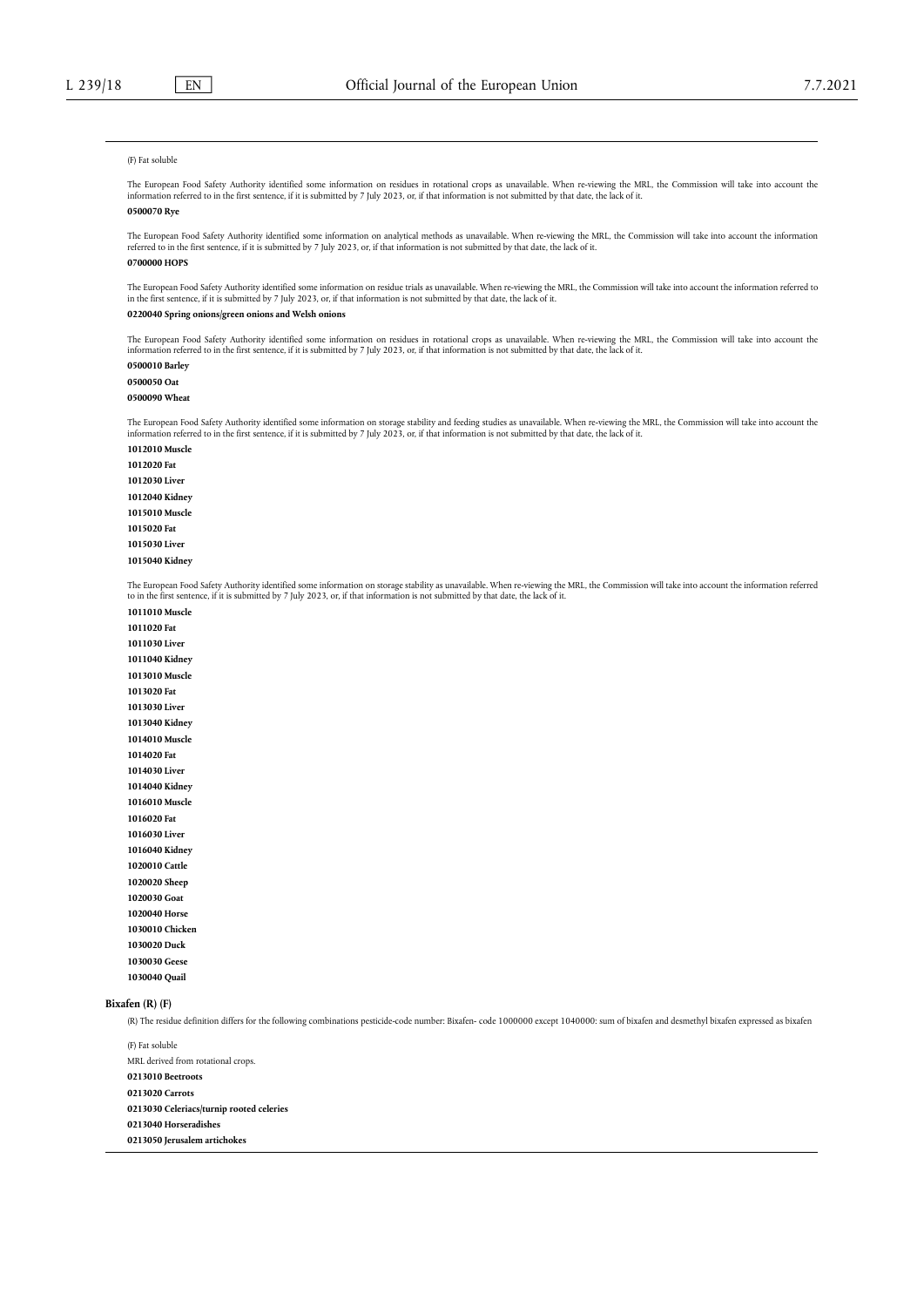(F) Fat soluble

The European Food Safety Authority identified some information on residues in rotational crops as unavailable. When re-viewing the MRL, the Commission will take into account the information referred to in the first sentence, if it is submitted by 7 July 2023, or, if that information is not submitted by that date, the lack of it.

**0500070 Rye**

The European Food Safety Authority identified some information on analytical methods as unavailable. When re-viewing the MRL, the Commission will take into account the information referred to in the first sentence, if it is submitted by 7 July 2023, or, if that information is not submitted by that date, the lack of it.

**0700000 HOPS**

The European Food Safety Authority identified some information on residue trials as unavailable. When re-viewing the MRL, the Commission will take into account the information referred to in the first sentence, if it is submitted by 7 July 2023, or, if that information is not submitted by that date, the lack of it.

**0220040 Spring onions/green onions and Welsh onions**

The European Food Safety Authority identified some information on residues in rotational crops as unavailable. When re-viewing the MRL, the Commission will take into account the information referred to in the first sentence, if it is submitted by 7 July 2023, or, if that information is not submitted by that date, the lack of it.

**0500010 Barley**

**0500050 Oat**

**0500090 Wheat**

The European Food Safety Authority identified some information on storage stability and feeding studies as unavailable. When re-viewing the MRL, the Commission will take into account the information referred to in the first sentence, if it is submitted by 7 July 2023, or, if that information is not submitted by that date, the lack of it.

**1012010 Muscle**

**1012020 Fat**

**1012030 Liver**

**1012040 Kidney**

**1015010 Muscle**

**1015020 Fat**

**1015030 Liver**

**1015040 Kidney**

The European Food Safety Authority identified some information on storage stability as unavailable. When re-viewing the MRL, the Commission will take into account the information referred to in the first sentence, if it is submitted by 7 July 2023, or, if that information is not submitted by that date, the lack of it.

**1011010 Muscle**

**1011020 Fat**

**1011030 Liver**

**1011040 Kidney**

**1013010 Muscle**

**1013020 Fat**

**1013030 Liver**

**1013040 Kidney**

**1014010 Muscle**

**1014020 Fat**

**1014030 Liver**

**1014040 Kidney**

**1016010 Muscle**

**1016020 Fat**

**1016030 Liver**

**1016040 Kidney**

**1020010 Cattle**

**1020020 Sheep**

**1020030 Goat**

**1020040 Horse**

**1030010 Chicken**

**1030020 Duck**

**1030030 Geese**

**1030040 Quail**

**Bixafen (R) (F)**

(R) The residue definition differs for the following combinations pesticide-code number: Bixafen- code 1000000 except 1040000: sum of bixafen and desmethyl bixafen expressed as bixafen

(F) Fat soluble

MRL derived from rotational crops.

**0213010 Beetroots**

**0213020 Carrots**

**0213030 Celeriacs/turnip rooted celeries**

**0213040 Horseradishes**

**0213050 Jerusalem artichokes**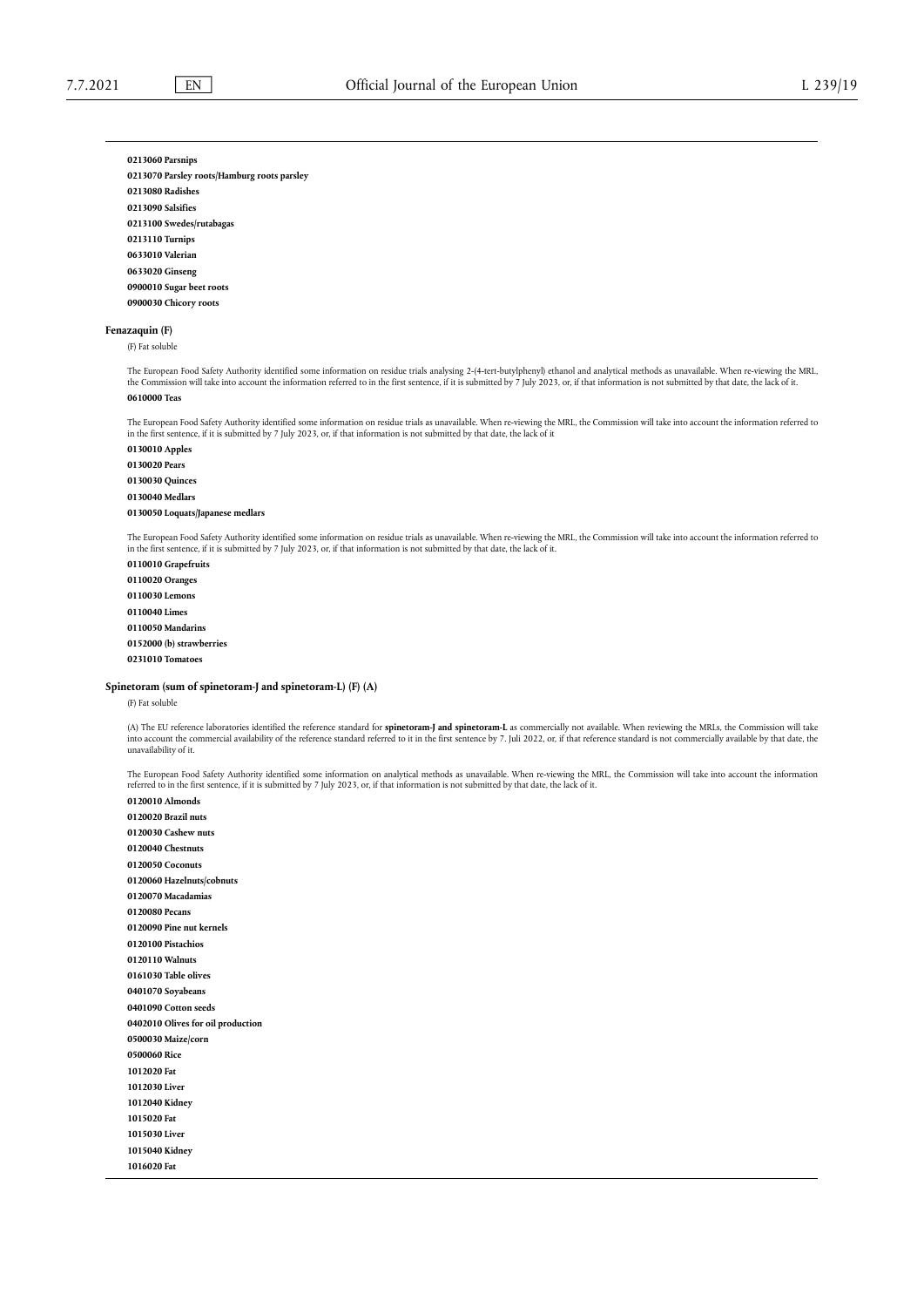**0213060 Parsnips**

**0213070 Parsley roots/Hamburg roots parsley**

**0213080 Radishes**

**0213090 Salsifies**

**0213100 Swedes/rutabagas**

**0213110 Turnips**

**0633010 Valerian**

**0633020 Ginseng**

**0900010 Sugar beet roots**

**0900030 Chicory roots**

**Fenazaquin (F)**

(F) Fat soluble

The European Food Safety Authority identified some information on residue trials analysing 2-(4-tert-butylphenyl) ethanol and analytical methods as unavailable. When re-viewing the MRL, the Commission will take into account the information referred to in the first sentence, if it is submitted by 7 July 2023, or, if that information is not submitted by that date, the lack of it.

**0610000 Teas**

The European Food Safety Authority identified some information on residue trials as unavailable. When re-viewing the MRL, the Commission will take into account the information referred to in the first sentence, if it is submitted by 7 July 2023, or, if that information is not submitted by that date, the lack of it

**0130010 Apples**

**0130020 Pears**

**0130030 Quinces**

**0130040 Medlars**

**0130050 Loquats/Japanese medlars**

The European Food Safety Authority identified some information on residue trials as unavailable. When re-viewing the MRL, the Commission will take into account the information referred to in the first sentence, if it is submitted by 7 July 2023, or, if that information is not submitted by that date, the lack of it.

**0110010 Grapefruits**

**0110020 Oranges**

**0110030 Lemons**

**0110040 Limes**

**0110050 Mandarins**

**0152000 (b) strawberries**

**0231010 Tomatoes**

**Spinetoram (sum of spinetoram-J and spinetoram-L) (F) (A)**

(F) Fat soluble

(A) The EU reference laboratories identified the reference standard for **spinetoram-J and spinetoram-L** as commercially not available. When reviewing the MRLs, the Commission will take into account the commercial availability of the reference standard referred to it in the first sentence by 7. Juli 2022, or, if that reference standard is not commercially available by that date, the unavailability of it.

The European Food Safety Authority identified some information on analytical methods as unavailable. When re-viewing the MRL, the Commission will take into account the information referred to in the first sentence, if it is submitted by 7 July 2023, or, if that information is not submitted by that date, the lack of it.

**0120010 Almonds**

**0120020 Brazil nuts**

**0120030 Cashew nuts**

**0120040 Chestnuts**

**0120050 Coconuts**

**0120060 Hazelnuts/cobnuts**

**0120070 Macadamias**

**0120080 Pecans**

**0120090 Pine nut kernels**

**0120100 Pistachios**

**0120110 Walnuts**

**0161030 Table olives**

**0401070 Soyabeans**

**0401090 Cotton seeds**

**0402010 Olives for oil production**

**0500030 Maize/corn**

**0500060 Rice**

**1012020 Fat**

**1012030 Liver**

**1012040 Kidney**

**1015020 Fat**

**1015030 Liver**

**1015040 Kidney**

**1016020 Fat**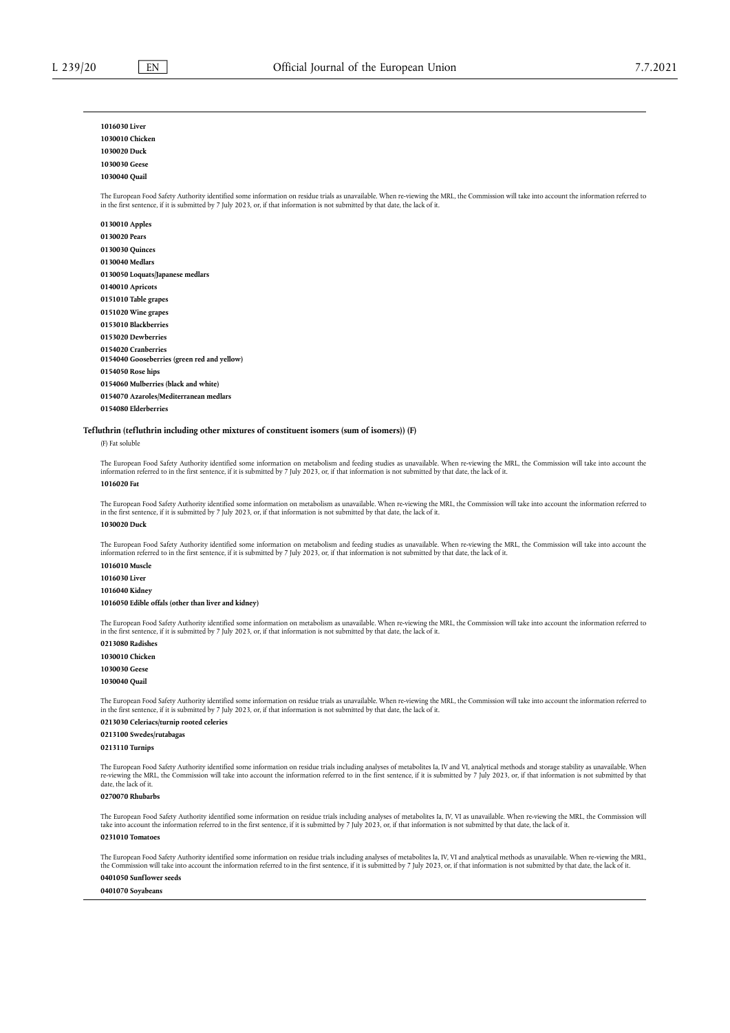**1016030 Liver**

**1030010 Chicken**

**1030020 Duck**

**1030030 Geese**

**1030040 Quail**

The European Food Safety Authority identified some information on residue trials as unavailable. When re-viewing the MRL, the Commission will take into account the information referred to in the first sentence, if it is submitted by 7 July 2023, or, if that information is not submitted by that date, the lack of it.

**0130010 Apples**

**0130020 Pears**

**0130030 Quinces**

**0130040 Medlars**

**0130050 Loquats/Japanese medlars**

**0140010 Apricots**

**0151010 Table grapes**

**0151020 Wine grapes**

**0153010 Blackberries**

**0153020 Dewberries**

**0154020 Cranberries**

**0154040 Gooseberries (green red and yellow)**

**0154050 Rose hips**

**0154060 Mulberries (black and white)**

**0154070 Azaroles/Mediterranean medlars**

**0154080 Elderberries**

**Tefluthrin (tefluthrin including other mixtures of constituent isomers (sum of isomers)) (F)**

(F) Fat soluble

The European Food Safety Authority identified some information on metabolism and feeding studies as unavailable. When re-viewing the MRL, the Commission will take into account the information referred to in the first sentence, if it is submitted by 7 July 2023, or, if that information is not submitted by that date, the lack of it.

**1016020 Fat**

The European Food Safety Authority identified some information on metabolism as unavailable. When re-viewing the MRL, the Commission will take into account the information referred to in the first sentence, if it is submitted by 7 July 2023, or, if that information is not submitted by that date, the lack of it.

**1030020 Duck**

The European Food Safety Authority identified some information on metabolism and feeding studies as unavailable. When re-viewing the MRL, the Commission will take into account the information referred to in the first sentence, if it is submitted by 7 July 2023, or, if that information is not submitted by that date, the lack of it.

**1016010 Muscle**

**1016030 Liver**

**1016040 Kidney**

**1016050 Edible offals (other than liver and kidney)**

The European Food Safety Authority identified some information on metabolism as unavailable. When re-viewing the MRL, the Commission will take into account the information referred to in the first sentence, if it is submitted by 7 July 2023, or, if that information is not submitted by that date, the lack of it.

**0213080 Radishes**

**1030010 Chicken**

**1030030 Geese**

**1030040 Quail**

The European Food Safety Authority identified some information on residue trials as unavailable. When re-viewing the MRL, the Commission will take into account the information referred to in the first sentence, if it is submitted by 7 July 2023, or, if that information is not submitted by that date, the lack of it.

**0213030 Celeriacs/turnip rooted celeries**

**0213100 Swedes/rutabagas**

**0213110 Turnips**

The European Food Safety Authority identified some information on residue trials including analyses of metabolites Ia, IV and VI, analytical methods and storage stability as unavailable. When re-viewing the MRL, the Commission will take into account the information referred to in the first sentence, if it is submitted by 7 July 2023, or, if that information is not submitted by that date, the lack of it.

**0270070 Rhubarbs**

The European Food Safety Authority identified some information on residue trials including analyses of metabolites Ia, IV, VI as unavailable. When re-viewing the MRL, the Commission will take into account the information referred to in the first sentence, if it is submitted by 7 July 2023, or, if that information is not submitted by that date, the lack of it.

**0231010 Tomatoes**

The European Food Safety Authority identified some information on residue trials including analyses of metabolites Ia, IV, VI and analytical methods as unavailable. When re-viewing the MRL, the Commission will take into account the information referred to in the first sentence, if it is submitted by 7 July 2023, or, if that information is not submitted by that date, the lack of it.

**0401050 Sunflower seeds**

**0401070 Soyabeans**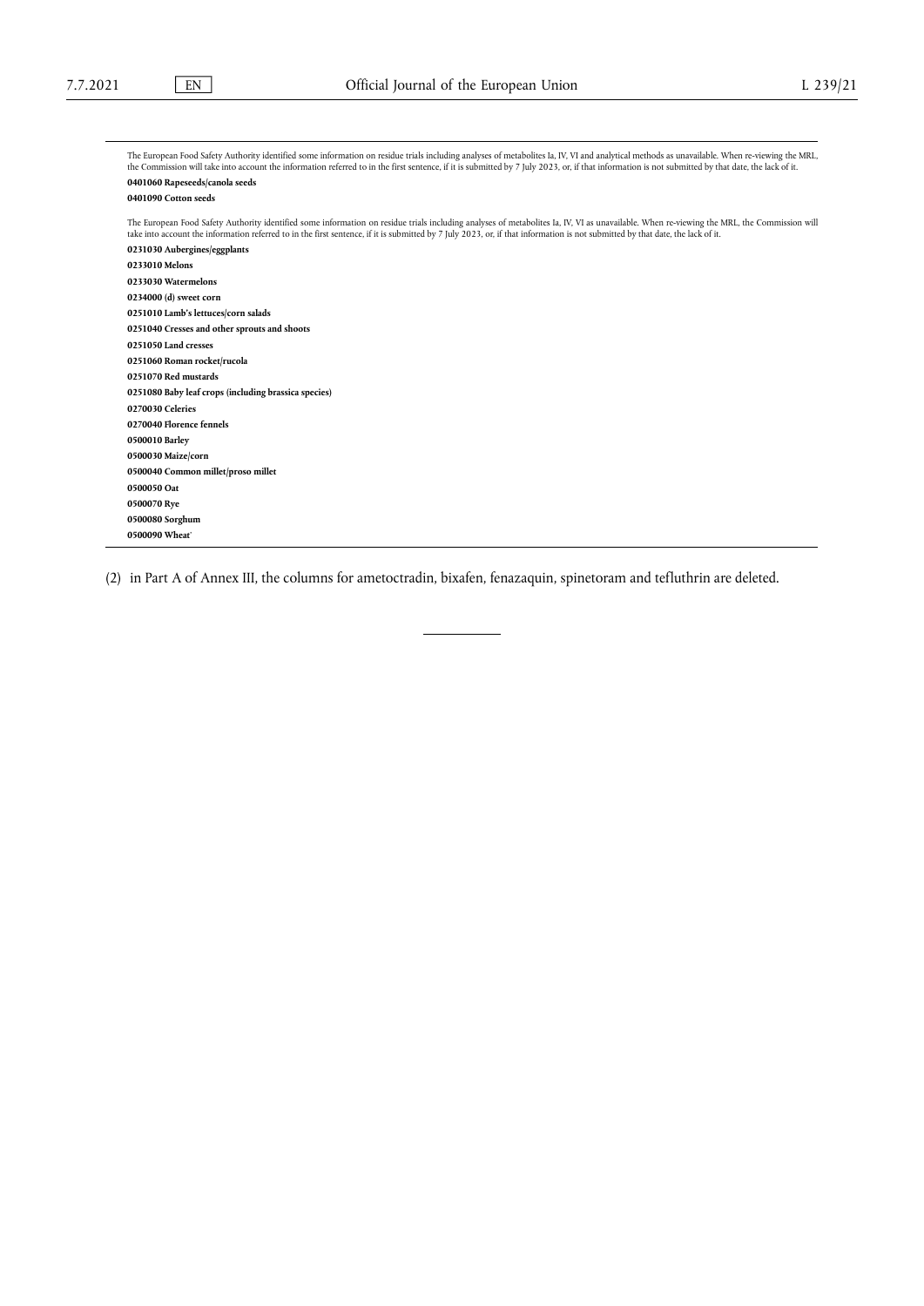The European Food Safety Authority identified some information on residue trials including analyses of metabolites Ia, IV, VI and analytical methods as unavailable. When re-viewing the MRL, the Commission will take into account the information referred to in the first sentence, if it is submitted by 7 July 2023, or, if that information is not submitted by that date, the lack of it.

**0401060 Rapeseeds/canola seeds**

**0401090 Cotton seeds**

The European Food Safety Authority identified some information on residue trials including analyses of metabolites Ia, IV, VI as unavailable. When re-viewing the MRL, the Commission will take into account the information referred to in the first sentence, if it is submitted by 7 July 2023, or, if that information is not submitted by that date, the lack of it.

**0231030 Aubergines/eggplants**

**0233010 Melons**

**0233030 Watermelons**

**0234000 (d) sweet corn**

**0251010 Lamb's lettuces/corn salads**

**0251040 Cresses and other sprouts and shoots**

**0251050 Land cresses**

**0251060 Roman rocket/rucola**

**0251070 Red mustards**

**0251080 Baby leaf crops (including brassica species)**

**0270030 Celeries**

**0270040 Florence fennels**

**0500010 Barley**

**0500030 Maize/corn**

**0500040 Common millet/proso millet**

**0500050 Oat**

**0500070 Rye**

**0500080 Sorghum**

**0500090 Wheat**'

(2) in Part A of Annex III, the columns for ametoctradin, bixafen, fenazaquin, spinetoram and tefluthrin are deleted.